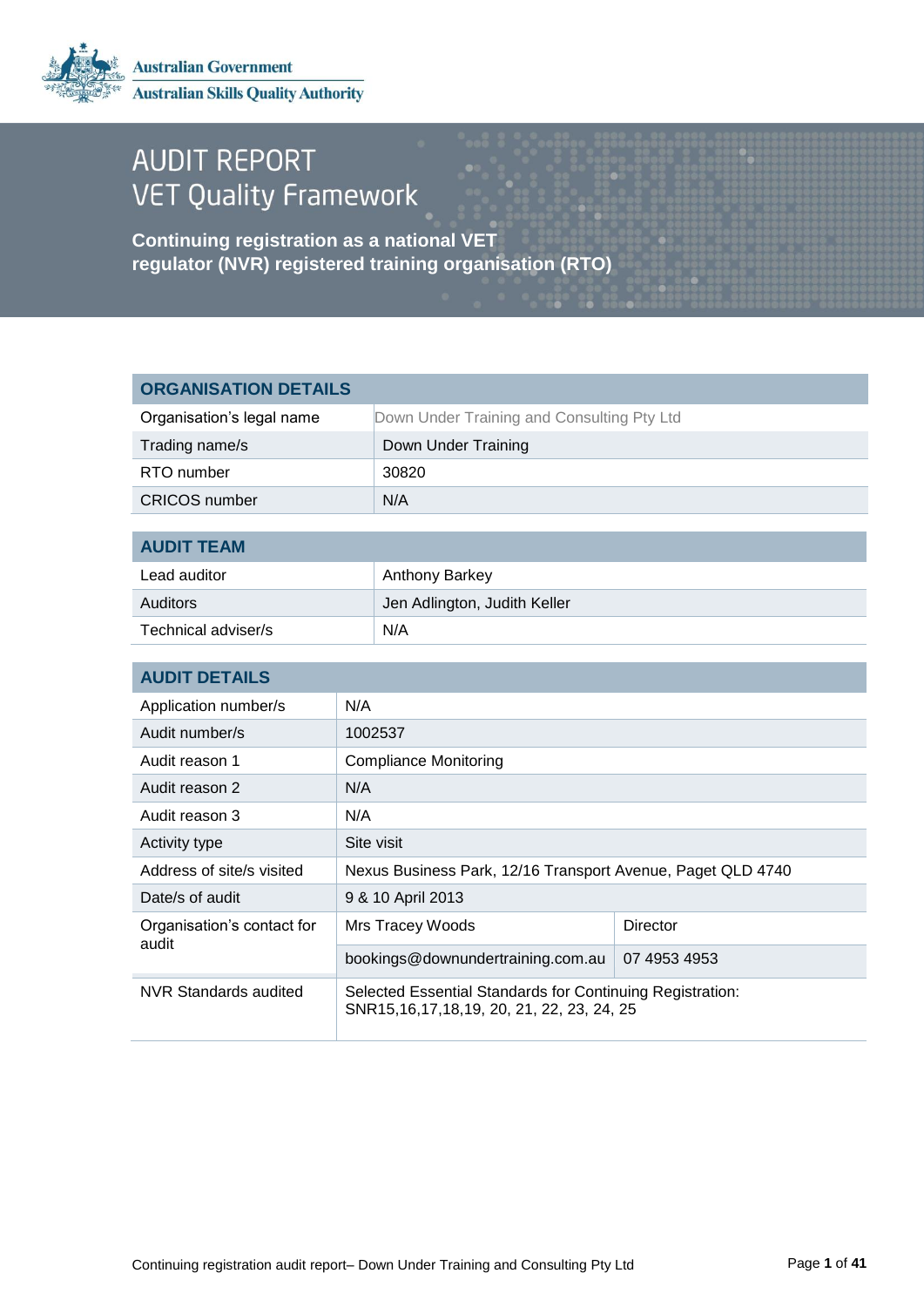Australian Government
Australian Skills Quality Authority

# AUDIT REPORT
# VET Quality Framework

**Continuing registration as a national VET regulator (NVR) registered training organisation (RTO)**

| ORGANISATION DETAILS | |
|---|---|
| Organisation's legal name | Down Under Training and Consulting Pty Ltd |
| Trading name/s | Down Under Training |
| RTO number | 30820 |
| CRICOS number | N/A |

| AUDIT TEAM | |
|---|---|
| Lead auditor | Anthony Barkey |
| Auditors | Jen Adlington, Judith Keller |
| Technical adviser/s | N/A |

| AUDIT DETAILS | | |
|---|---|---|
| Application number/s | N/A | |
| Audit number/s | 1002537 | |
| Audit reason 1 | Compliance Monitoring | |
| Audit reason 2 | N/A | |
| Audit reason 3 | N/A | |
| Activity type | Site visit | |
| Address of site/s visited | Nexus Business Park, 12/16 Transport Avenue, Paget QLD 4740 | |
| Date/s of audit | 9 & 10 April 2013 | |
| Organisation's contact for audit | Mrs Tracey Woods | Director |
| | bookings@downundertraining.com.au | 07 4953 4953 |
| NVR Standards audited | Selected Essential Standards for Continuing Registration: SNR15,16,17,18,19, 20, 21, 22, 23, 24, 25 | |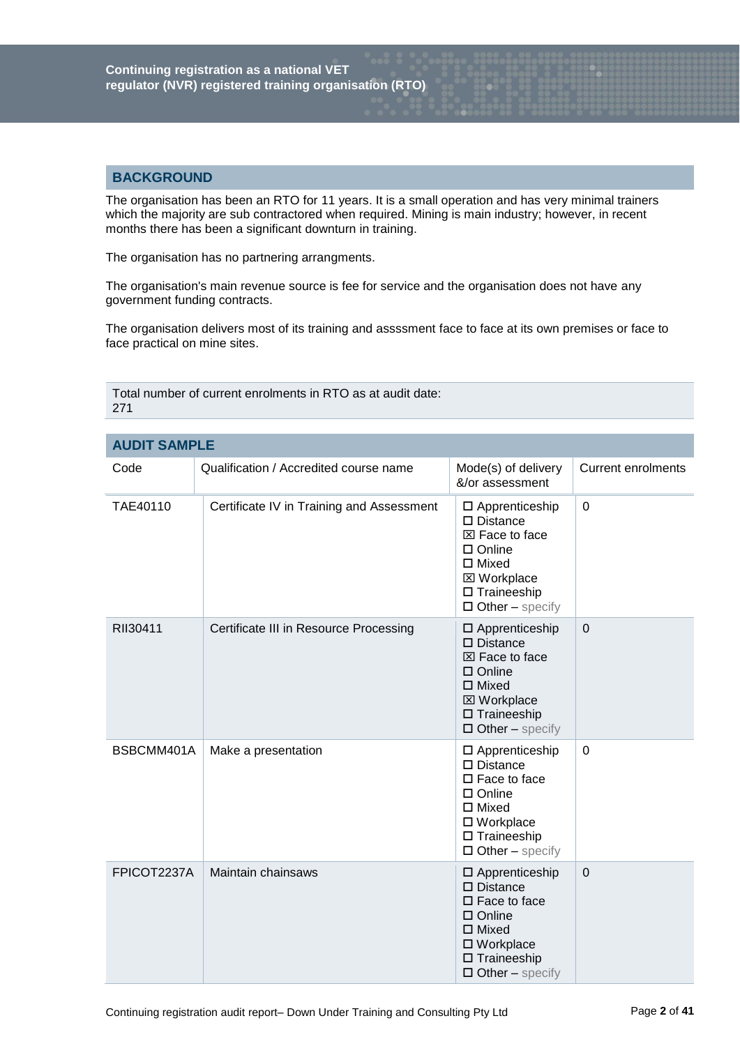## BACKGROUND

The organisation has been an RTO for 11 years. It is a small operation and has very minimal trainers which the majority are sub contractored when required. Mining is main industry; however, in recent months there has been a significant downturn in training.

The organisation has no partnering arrangments.

The organisation's main revenue source is fee for service and the organisation does not have any government funding contracts.

The organisation delivers most of its training and assssment face to face at its own premises or face to face practical on mine sites.

Total number of current enrolments in RTO as at audit date:
271

## AUDIT SAMPLE

| Code | Qualification / Accredited course name | Mode(s) of delivery &/or assessment | Current enrolments |
|---|---|---|---|
| TAE40110 | Certificate IV in Training and Assessment | ☐ Apprenticeship<br>☐ Distance<br>☒ Face to face<br>☐ Online<br>☐ Mixed<br>☒ Workplace<br>☐ Traineeship<br>☐ Other – specify | 0 |
| RII30411 | Certificate III in Resource Processing | ☐ Apprenticeship<br>☐ Distance<br>☒ Face to face<br>☐ Online<br>☐ Mixed<br>☒ Workplace<br>☐ Traineeship<br>☐ Other – specify | 0 |
| BSBCMM401A | Make a presentation | ☐ Apprenticeship<br>☐ Distance<br>☐ Face to face<br>☐ Online<br>☐ Mixed<br>☐ Workplace<br>☐ Traineeship<br>☐ Other – specify | 0 |
| FPICOT2237A | Maintain chainsaws | ☐ Apprenticeship<br>☐ Distance<br>☐ Face to face<br>☐ Online<br>☐ Mixed<br>☐ Workplace<br>☐ Traineeship<br>☐ Other – specify | 0 |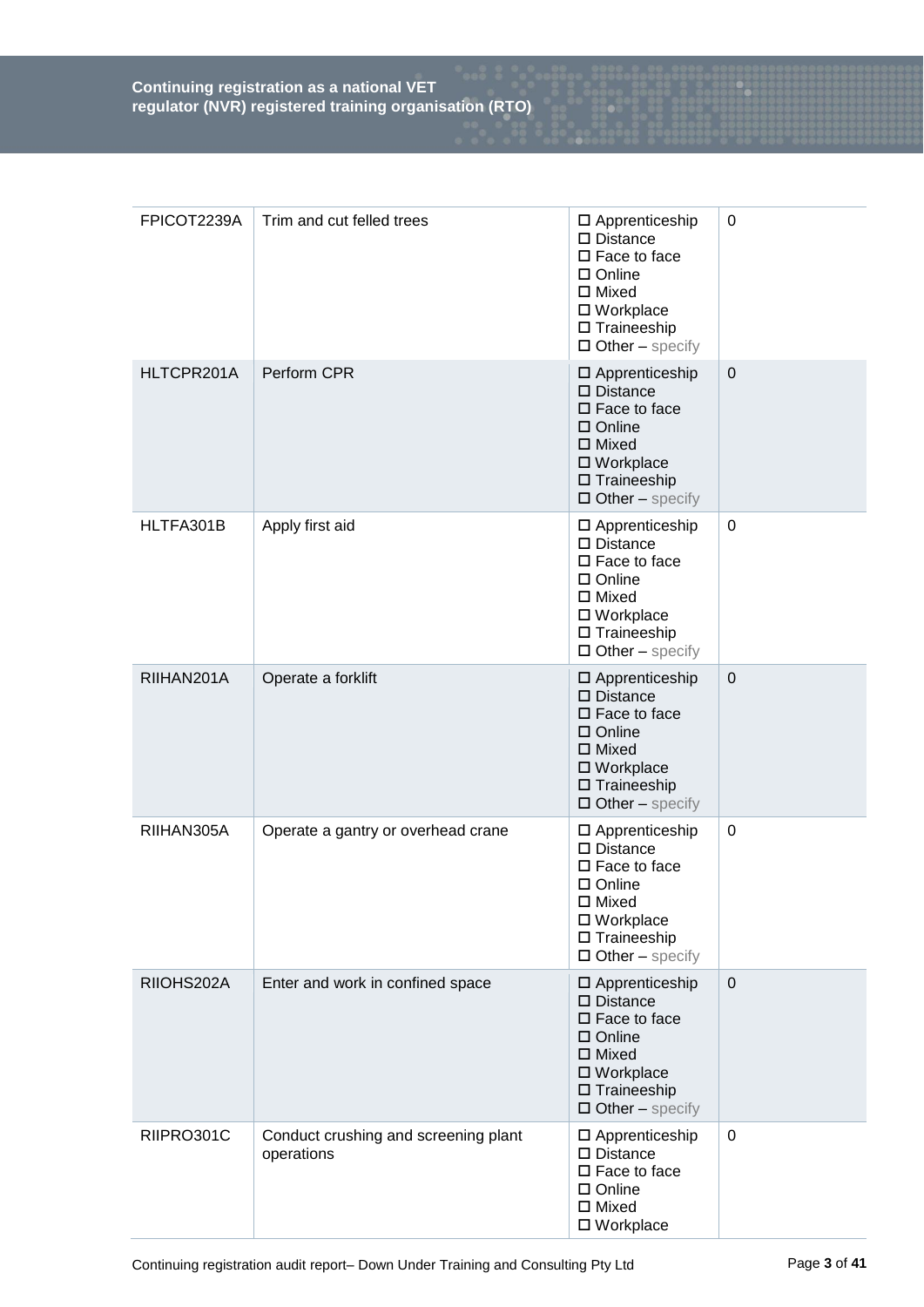| | | | |
|---|---|---|---|
| FPICOT2239A | Trim and cut felled trees | ☐ Apprenticeship<br>☐ Distance<br>☐ Face to face<br>☐ Online<br>☐ Mixed<br>☐ Workplace<br>☐ Traineeship<br>☐ Other – specify | 0 |
| HLTCPR201A | Perform CPR | ☐ Apprenticeship<br>☐ Distance<br>☐ Face to face<br>☐ Online<br>☐ Mixed<br>☐ Workplace<br>☐ Traineeship<br>☐ Other – specify | 0 |
| HLTFA301B | Apply first aid | ☐ Apprenticeship<br>☐ Distance<br>☐ Face to face<br>☐ Online<br>☐ Mixed<br>☐ Workplace<br>☐ Traineeship<br>☐ Other – specify | 0 |
| RIIHAN201A | Operate a forklift | ☐ Apprenticeship<br>☐ Distance<br>☐ Face to face<br>☐ Online<br>☐ Mixed<br>☐ Workplace<br>☐ Traineeship<br>☐ Other – specify | 0 |
| RIIHAN305A | Operate a gantry or overhead crane | ☐ Apprenticeship<br>☐ Distance<br>☐ Face to face<br>☐ Online<br>☐ Mixed<br>☐ Workplace<br>☐ Traineeship<br>☐ Other – specify | 0 |
| RIIOHS202A | Enter and work in confined space | ☐ Apprenticeship<br>☐ Distance<br>☐ Face to face<br>☐ Online<br>☐ Mixed<br>☐ Workplace<br>☐ Traineeship<br>☐ Other – specify | 0 |
| RIIPRO301C | Conduct crushing and screening plant operations | ☐ Apprenticeship<br>☐ Distance<br>☐ Face to face<br>☐ Online<br>☐ Mixed<br>☐ Workplace | 0 |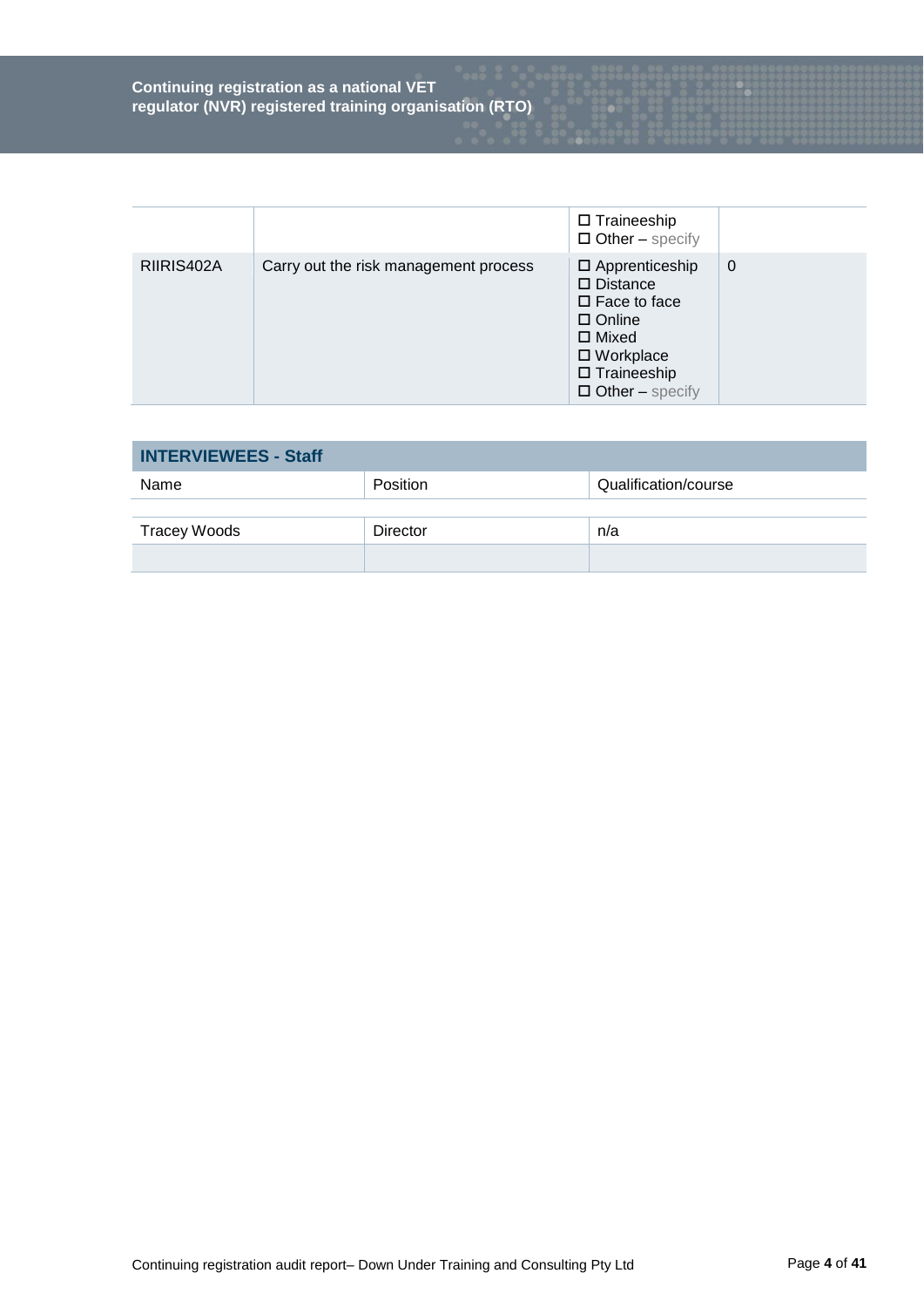|  |  | ☐ Traineeship<br>☐ Other – specify |  |
|---|---|---|---|
| RIIRIS402A | Carry out the risk management process | ☐ Apprenticeship<br>☐ Distance<br>☐ Face to face<br>☐ Online<br>☐ Mixed<br>☐ Workplace<br>☐ Traineeship<br>☐ Other – specify | 0 |

## INTERVIEWEES - Staff

| Name | Position | Qualification/course |
|---|---|---|
| Tracey Woods | Director | n/a |
|  |  |  |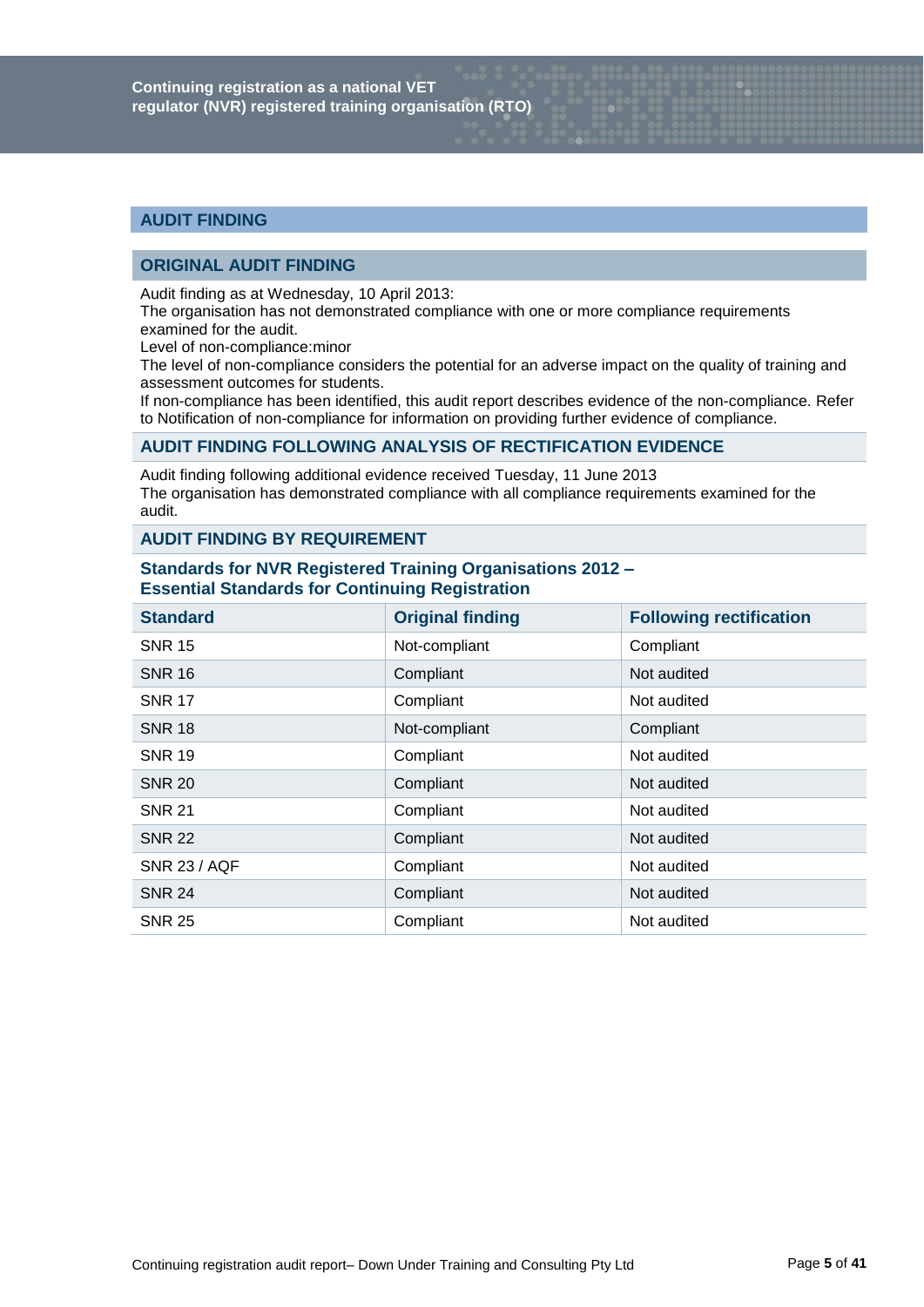## AUDIT FINDING

### ORIGINAL AUDIT FINDING

Audit finding as at Wednesday, 10 April 2013:
The organisation has not demonstrated compliance with one or more compliance requirements examined for the audit.
Level of non-compliance:minor
The level of non-compliance considers the potential for an adverse impact on the quality of training and assessment outcomes for students.
If non-compliance has been identified, this audit report describes evidence of the non-compliance. Refer to Notification of non-compliance for information on providing further evidence of compliance.

### AUDIT FINDING FOLLOWING ANALYSIS OF RECTIFICATION EVIDENCE

Audit finding following additional evidence received Tuesday, 11 June 2013
The organisation has demonstrated compliance with all compliance requirements examined for the audit.

### AUDIT FINDING BY REQUIREMENT

#### Standards for NVR Registered Training Organisations 2012 – Essential Standards for Continuing Registration

| Standard | Original finding | Following rectification |
|---|---|---|
| SNR 15 | Not-compliant | Compliant |
| SNR 16 | Compliant | Not audited |
| SNR 17 | Compliant | Not audited |
| SNR 18 | Not-compliant | Compliant |
| SNR 19 | Compliant | Not audited |
| SNR 20 | Compliant | Not audited |
| SNR 21 | Compliant | Not audited |
| SNR 22 | Compliant | Not audited |
| SNR 23 / AQF | Compliant | Not audited |
| SNR 24 | Compliant | Not audited |
| SNR 25 | Compliant | Not audited |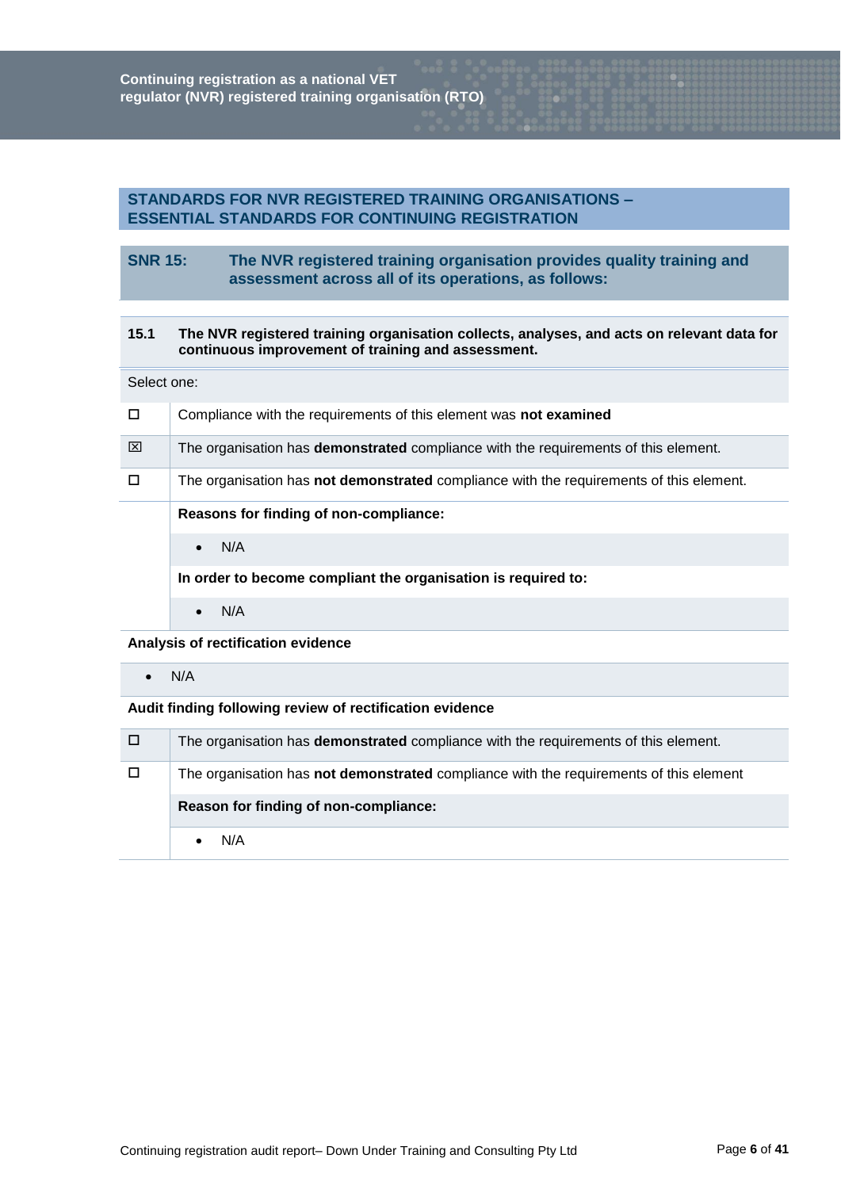## STANDARDS FOR NVR REGISTERED TRAINING ORGANISATIONS – ESSENTIAL STANDARDS FOR CONTINUING REGISTRATION

### SNR 15: The NVR registered training organisation provides quality training and assessment across all of its operations, as follows:

| **15.1** | **The NVR registered training organisation collects, analyses, and acts on relevant data for continuous improvement of training and assessment.** |
|---|---|
| Select one: | |
| ☐ | Compliance with the requirements of this element was **not examined** |
| ☒ | The organisation has **demonstrated** compliance with the requirements of this element. |
| ☐ | The organisation has **not demonstrated** compliance with the requirements of this element. |
| | **Reasons for finding of non-compliance:** |
| | • N/A |
| | **In order to become compliant the organisation is required to:** |
| | • N/A |

**Analysis of rectification evidence**

- N/A

**Audit finding following review of rectification evidence**

| | |
|---|---|
| ☐ | The organisation has **demonstrated** compliance with the requirements of this element. |
| ☐ | The organisation has **not demonstrated** compliance with the requirements of this element |
| | **Reason for finding of non-compliance:** |
| | • N/A |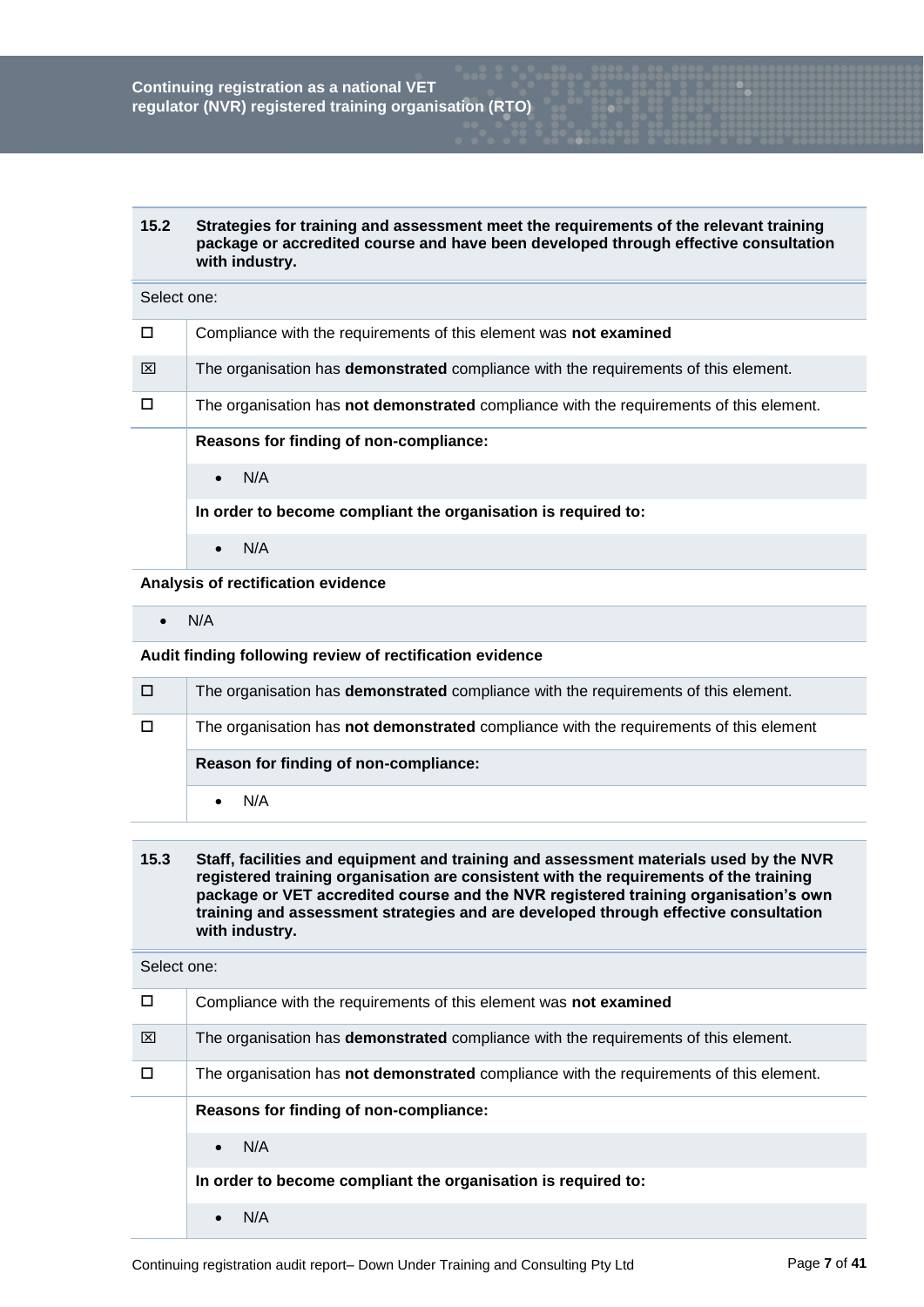| 15.2 | Strategies for training and assessment meet the requirements of the relevant training package or accredited course and have been developed through effective consultation with industry. |
|---|---|
| Select one: | |
| ☐ | Compliance with the requirements of this element was **not examined** |
| ☒ | The organisation has **demonstrated** compliance with the requirements of this element. |
| ☐ | The organisation has **not demonstrated** compliance with the requirements of this element. |
| | **Reasons for finding of non-compliance:** |
| | • N/A |
| | **In order to become compliant the organisation is required to:** |
| | • N/A |

**Analysis of rectification evidence**

- N/A

**Audit finding following review of rectification evidence**

| | |
|---|---|
| ☐ | The organisation has **demonstrated** compliance with the requirements of this element. |
| ☐ | The organisation has **not demonstrated** compliance with the requirements of this element |
| | **Reason for finding of non-compliance:** |
| | • N/A |

| 15.3 | Staff, facilities and equipment and training and assessment materials used by the NVR registered training organisation are consistent with the requirements of the training package or VET accredited course and the NVR registered training organisation's own training and assessment strategies and are developed through effective consultation with industry. |
|---|---|
| Select one: | |
| ☐ | Compliance with the requirements of this element was **not examined** |
| ☒ | The organisation has **demonstrated** compliance with the requirements of this element. |
| ☐ | The organisation has **not demonstrated** compliance with the requirements of this element. |
| | **Reasons for finding of non-compliance:** |
| | • N/A |
| | **In order to become compliant the organisation is required to:** |
| | • N/A |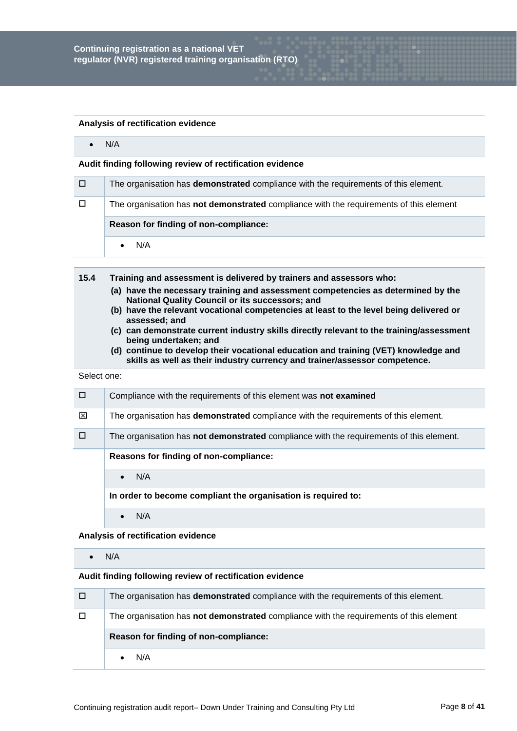**Analysis of rectification evidence**

- N/A

**Audit finding following review of rectification evidence**

| | |
|---|---|
| ☐ | The organisation has **demonstrated** compliance with the requirements of this element. |
| ☐ | The organisation has **not demonstrated** compliance with the requirements of this element |
| | **Reason for finding of non-compliance:** |
| | • N/A |

**15.4 Training and assessment is delivered by trainers and assessors who:**

**(a) have the necessary training and assessment competencies as determined by the National Quality Council or its successors; and**

**(b) have the relevant vocational competencies at least to the level being delivered or assessed; and**

**(c) can demonstrate current industry skills directly relevant to the training/assessment being undertaken; and**

**(d) continue to develop their vocational education and training (VET) knowledge and skills as well as their industry currency and trainer/assessor competence.**

Select one:

| | |
|---|---|
| ☐ | Compliance with the requirements of this element was **not examined** |
| ☒ | The organisation has **demonstrated** compliance with the requirements of this element. |
| ☐ | The organisation has **not demonstrated** compliance with the requirements of this element. |
| | **Reasons for finding of non-compliance:** |
| | • N/A |
| | **In order to become compliant the organisation is required to:** |
| | • N/A |

**Analysis of rectification evidence**

- N/A

**Audit finding following review of rectification evidence**

| | |
|---|---|
| ☐ | The organisation has **demonstrated** compliance with the requirements of this element. |
| ☐ | The organisation has **not demonstrated** compliance with the requirements of this element |
| | **Reason for finding of non-compliance:** |
| | • N/A |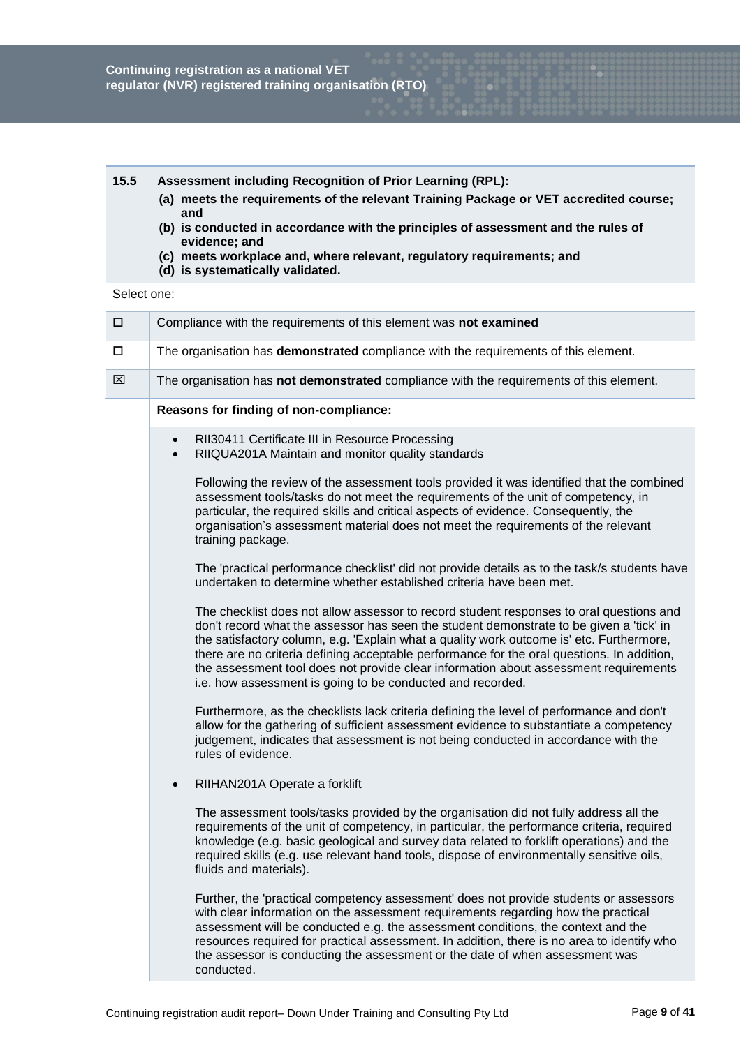**15.5 Assessment including Recognition of Prior Learning (RPL):**

**(a) meets the requirements of the relevant Training Package or VET accredited course; and**
**(b) is conducted in accordance with the principles of assessment and the rules of evidence; and**
**(c) meets workplace and, where relevant, regulatory requirements; and**
**(d) is systematically validated.**

Select one:

| | |
|---|---|
| ☐ | Compliance with the requirements of this element was **not examined** |
| ☐ | The organisation has **demonstrated** compliance with the requirements of this element. |
| ☒ | The organisation has **not demonstrated** compliance with the requirements of this element. |

**Reasons for finding of non-compliance:**

- RII30411 Certificate III in Resource Processing
- RIIQUA201A Maintain and monitor quality standards

  Following the review of the assessment tools provided it was identified that the combined assessment tools/tasks do not meet the requirements of the unit of competency, in particular, the required skills and critical aspects of evidence. Consequently, the organisation's assessment material does not meet the requirements of the relevant training package.

  The 'practical performance checklist' did not provide details as to the task/s students have undertaken to determine whether established criteria have been met.

  The checklist does not allow assessor to record student responses to oral questions and don't record what the assessor has seen the student demonstrate to be given a 'tick' in the satisfactory column, e.g. 'Explain what a quality work outcome is' etc. Furthermore, there are no criteria defining acceptable performance for the oral questions. In addition, the assessment tool does not provide clear information about assessment requirements i.e. how assessment is going to be conducted and recorded.

  Furthermore, as the checklists lack criteria defining the level of performance and don't allow for the gathering of sufficient assessment evidence to substantiate a competency judgement, indicates that assessment is not being conducted in accordance with the rules of evidence.

- RIIHAN201A Operate a forklift

  The assessment tools/tasks provided by the organisation did not fully address all the requirements of the unit of competency, in particular, the performance criteria, required knowledge (e.g. basic geological and survey data related to forklift operations) and the required skills (e.g. use relevant hand tools, dispose of environmentally sensitive oils, fluids and materials).

  Further, the 'practical competency assessment' does not provide students or assessors with clear information on the assessment requirements regarding how the practical assessment will be conducted e.g. the assessment conditions, the context and the resources required for practical assessment. In addition, there is no area to identify who the assessor is conducting the assessment or the date of when assessment was conducted.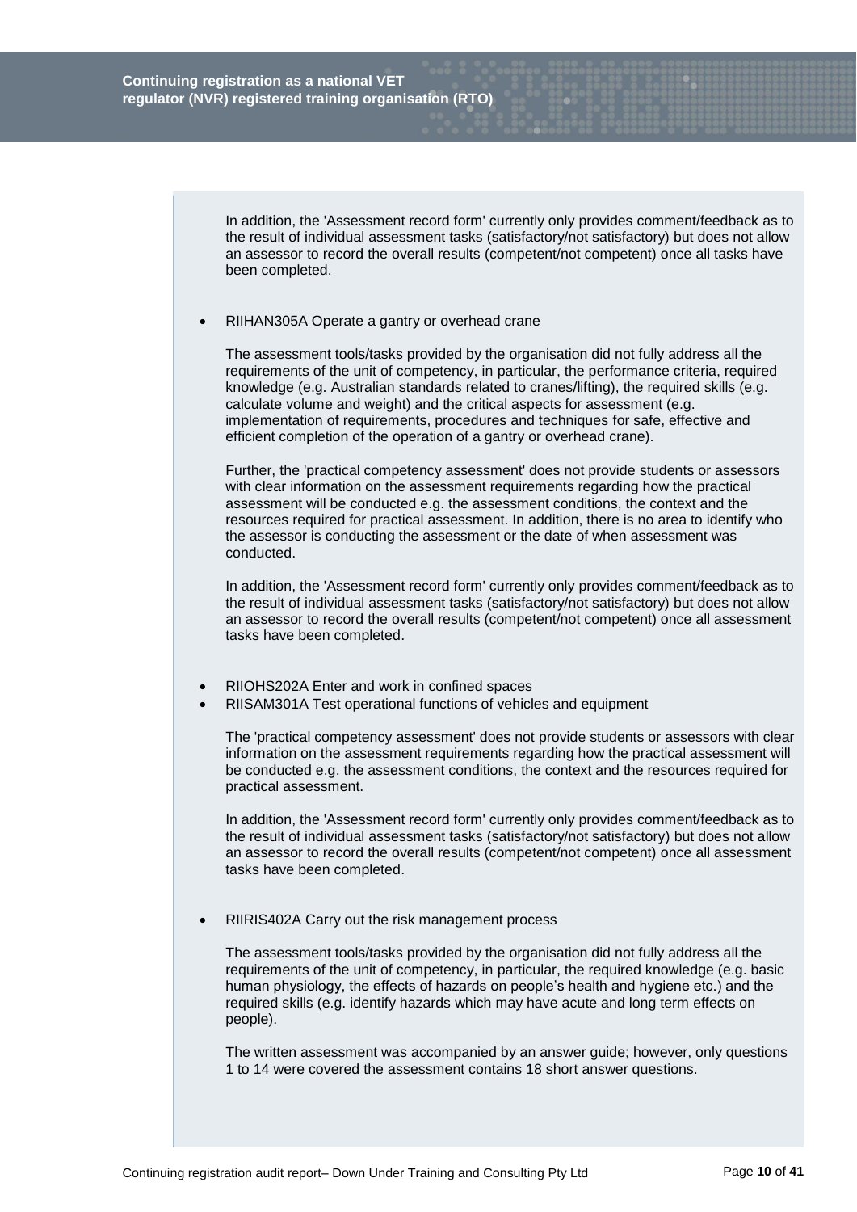In addition, the 'Assessment record form' currently only provides comment/feedback as to the result of individual assessment tasks (satisfactory/not satisfactory) but does not allow an assessor to record the overall results (competent/not competent) once all tasks have been completed.

- RIIHAN305A Operate a gantry or overhead crane

  The assessment tools/tasks provided by the organisation did not fully address all the requirements of the unit of competency, in particular, the performance criteria, required knowledge (e.g. Australian standards related to cranes/lifting), the required skills (e.g. calculate volume and weight) and the critical aspects for assessment (e.g. implementation of requirements, procedures and techniques for safe, effective and efficient completion of the operation of a gantry or overhead crane).

  Further, the 'practical competency assessment' does not provide students or assessors with clear information on the assessment requirements regarding how the practical assessment will be conducted e.g. the assessment conditions, the context and the resources required for practical assessment. In addition, there is no area to identify who the assessor is conducting the assessment or the date of when assessment was conducted.

  In addition, the 'Assessment record form' currently only provides comment/feedback as to the result of individual assessment tasks (satisfactory/not satisfactory) but does not allow an assessor to record the overall results (competent/not competent) once all assessment tasks have been completed.

- RIIOHS202A Enter and work in confined spaces
- RIISAM301A Test operational functions of vehicles and equipment

  The 'practical competency assessment' does not provide students or assessors with clear information on the assessment requirements regarding how the practical assessment will be conducted e.g. the assessment conditions, the context and the resources required for practical assessment.

  In addition, the 'Assessment record form' currently only provides comment/feedback as to the result of individual assessment tasks (satisfactory/not satisfactory) but does not allow an assessor to record the overall results (competent/not competent) once all assessment tasks have been completed.

- RIIRIS402A Carry out the risk management process

  The assessment tools/tasks provided by the organisation did not fully address all the requirements of the unit of competency, in particular, the required knowledge (e.g. basic human physiology, the effects of hazards on people's health and hygiene etc.) and the required skills (e.g. identify hazards which may have acute and long term effects on people).

  The written assessment was accompanied by an answer guide; however, only questions 1 to 14 were covered the assessment contains 18 short answer questions.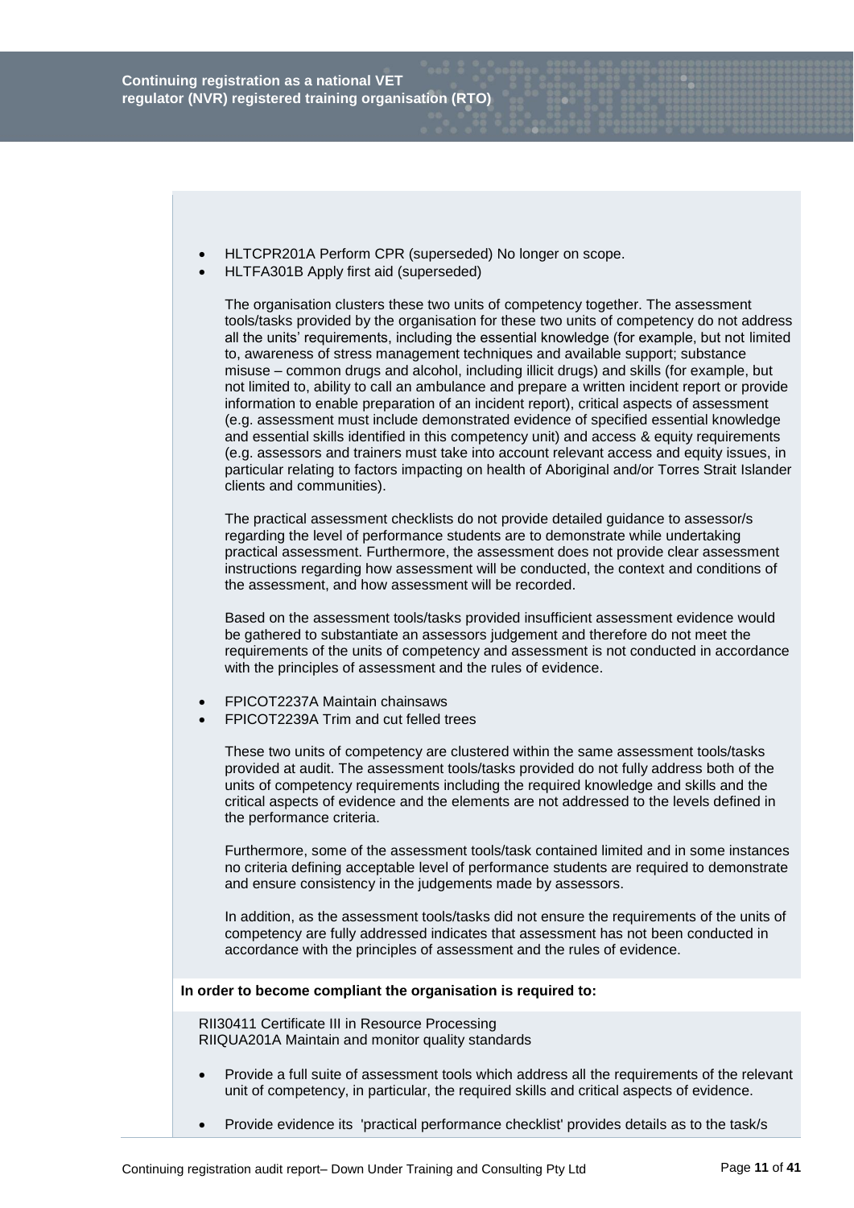- HLTCPR201A Perform CPR (superseded) No longer on scope.
- HLTFA301B Apply first aid (superseded)

  The organisation clusters these two units of competency together. The assessment tools/tasks provided by the organisation for these two units of competency do not address all the units' requirements, including the essential knowledge (for example, but not limited to, awareness of stress management techniques and available support; substance misuse – common drugs and alcohol, including illicit drugs) and skills (for example, but not limited to, ability to call an ambulance and prepare a written incident report or provide information to enable preparation of an incident report), critical aspects of assessment (e.g. assessment must include demonstrated evidence of specified essential knowledge and essential skills identified in this competency unit) and access & equity requirements (e.g. assessors and trainers must take into account relevant access and equity issues, in particular relating to factors impacting on health of Aboriginal and/or Torres Strait Islander clients and communities).

  The practical assessment checklists do not provide detailed guidance to assessor/s regarding the level of performance students are to demonstrate while undertaking practical assessment. Furthermore, the assessment does not provide clear assessment instructions regarding how assessment will be conducted, the context and conditions of the assessment, and how assessment will be recorded.

  Based on the assessment tools/tasks provided insufficient assessment evidence would be gathered to substantiate an assessors judgement and therefore do not meet the requirements of the units of competency and assessment is not conducted in accordance with the principles of assessment and the rules of evidence.

- FPICOT2237A Maintain chainsaws
- FPICOT2239A Trim and cut felled trees

  These two units of competency are clustered within the same assessment tools/tasks provided at audit. The assessment tools/tasks provided do not fully address both of the units of competency requirements including the required knowledge and skills and the critical aspects of evidence and the elements are not addressed to the levels defined in the performance criteria.

  Furthermore, some of the assessment tools/task contained limited and in some instances no criteria defining acceptable level of performance students are required to demonstrate and ensure consistency in the judgements made by assessors.

  In addition, as the assessment tools/tasks did not ensure the requirements of the units of competency are fully addressed indicates that assessment has not been conducted in accordance with the principles of assessment and the rules of evidence.

**In order to become compliant the organisation is required to:**

RII30411 Certificate III in Resource Processing
RIIQUA201A Maintain and monitor quality standards

- Provide a full suite of assessment tools which address all the requirements of the relevant unit of competency, in particular, the required skills and critical aspects of evidence.
- Provide evidence its 'practical performance checklist' provides details as to the task/s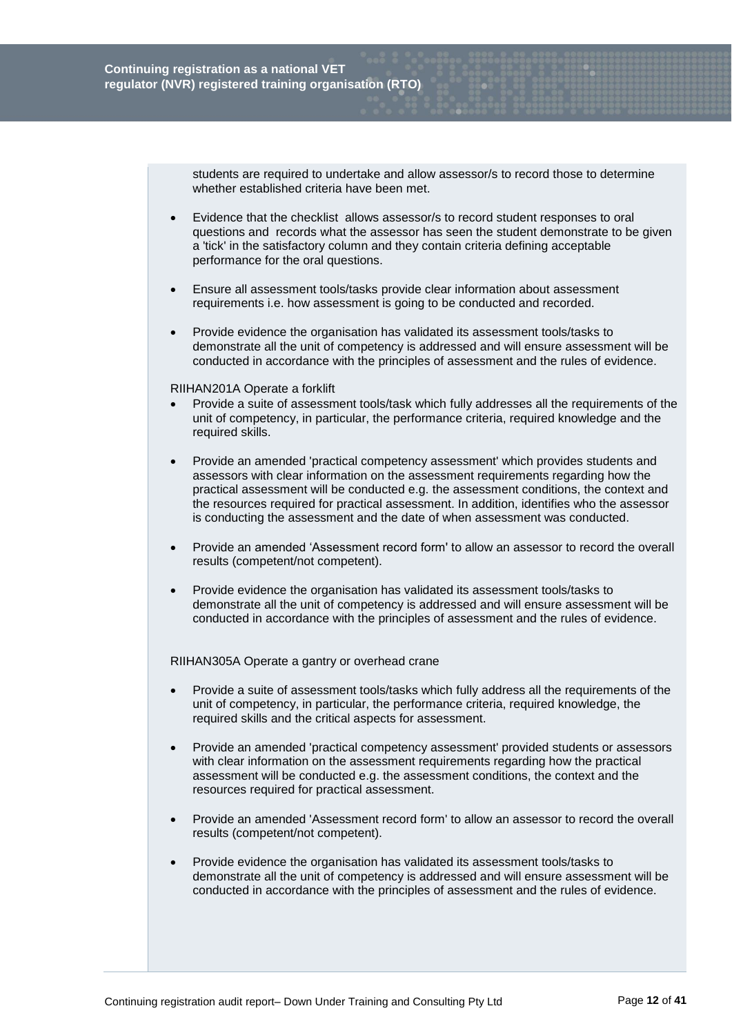students are required to undertake and allow assessor/s to record those to determine whether established criteria have been met.

- Evidence that the checklist allows assessor/s to record student responses to oral questions and records what the assessor has seen the student demonstrate to be given a 'tick' in the satisfactory column and they contain criteria defining acceptable performance for the oral questions.
- Ensure all assessment tools/tasks provide clear information about assessment requirements i.e. how assessment is going to be conducted and recorded.
- Provide evidence the organisation has validated its assessment tools/tasks to demonstrate all the unit of competency is addressed and will ensure assessment will be conducted in accordance with the principles of assessment and the rules of evidence.

RIIHAN201A Operate a forklift

- Provide a suite of assessment tools/task which fully addresses all the requirements of the unit of competency, in particular, the performance criteria, required knowledge and the required skills.
- Provide an amended 'practical competency assessment' which provides students and assessors with clear information on the assessment requirements regarding how the practical assessment will be conducted e.g. the assessment conditions, the context and the resources required for practical assessment. In addition, identifies who the assessor is conducting the assessment and the date of when assessment was conducted.
- Provide an amended 'Assessment record form' to allow an assessor to record the overall results (competent/not competent).
- Provide evidence the organisation has validated its assessment tools/tasks to demonstrate all the unit of competency is addressed and will ensure assessment will be conducted in accordance with the principles of assessment and the rules of evidence.

RIIHAN305A Operate a gantry or overhead crane

- Provide a suite of assessment tools/tasks which fully address all the requirements of the unit of competency, in particular, the performance criteria, required knowledge, the required skills and the critical aspects for assessment.
- Provide an amended 'practical competency assessment' provided students or assessors with clear information on the assessment requirements regarding how the practical assessment will be conducted e.g. the assessment conditions, the context and the resources required for practical assessment.
- Provide an amended 'Assessment record form' to allow an assessor to record the overall results (competent/not competent).
- Provide evidence the organisation has validated its assessment tools/tasks to demonstrate all the unit of competency is addressed and will ensure assessment will be conducted in accordance with the principles of assessment and the rules of evidence.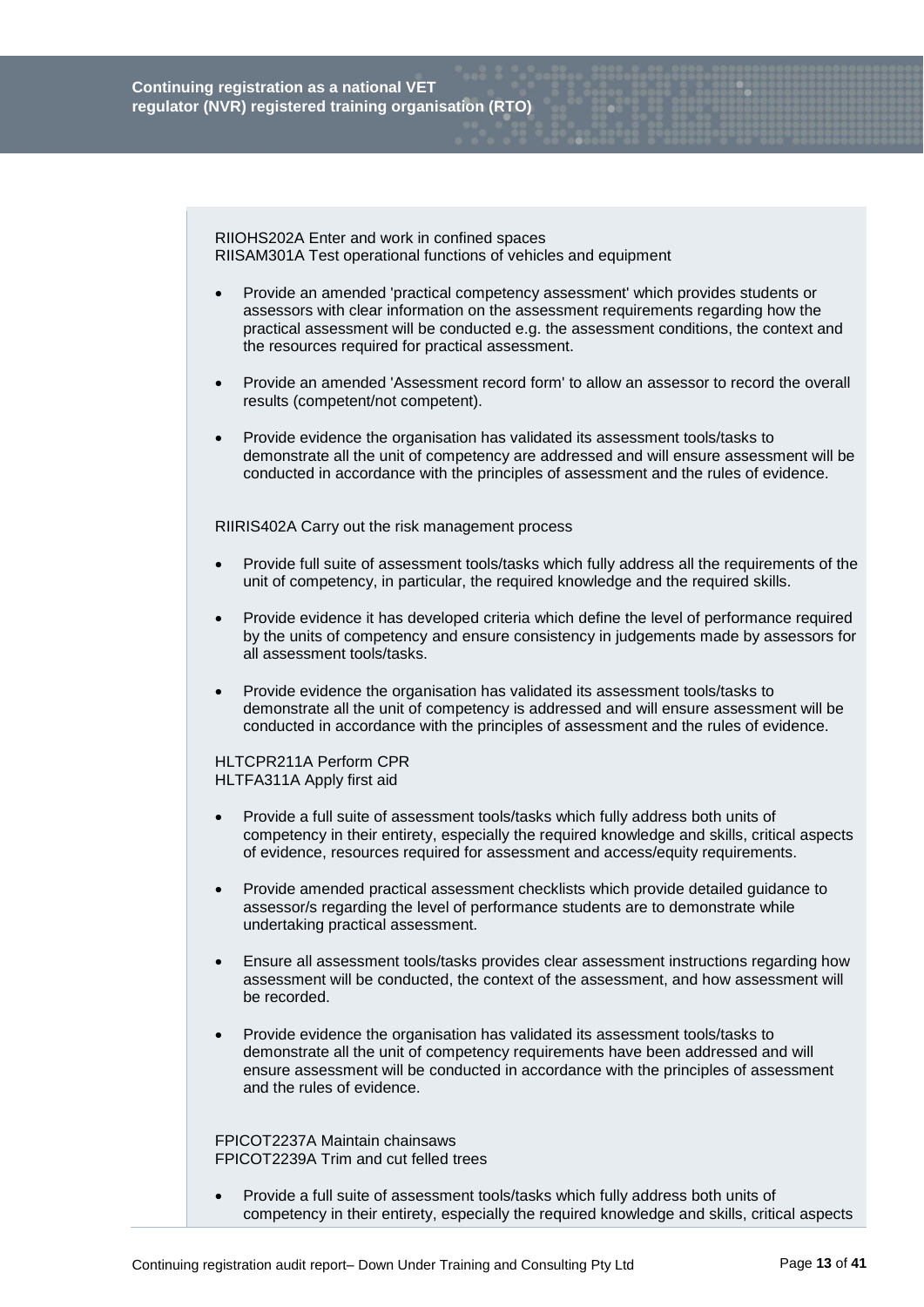RIIOHS202A Enter and work in confined spaces
RIISAM301A Test operational functions of vehicles and equipment

- Provide an amended 'practical competency assessment' which provides students or assessors with clear information on the assessment requirements regarding how the practical assessment will be conducted e.g. the assessment conditions, the context and the resources required for practical assessment.
- Provide an amended 'Assessment record form' to allow an assessor to record the overall results (competent/not competent).
- Provide evidence the organisation has validated its assessment tools/tasks to demonstrate all the unit of competency are addressed and will ensure assessment will be conducted in accordance with the principles of assessment and the rules of evidence.

RIIRIS402A Carry out the risk management process

- Provide full suite of assessment tools/tasks which fully address all the requirements of the unit of competency, in particular, the required knowledge and the required skills.
- Provide evidence it has developed criteria which define the level of performance required by the units of competency and ensure consistency in judgements made by assessors for all assessment tools/tasks.
- Provide evidence the organisation has validated its assessment tools/tasks to demonstrate all the unit of competency is addressed and will ensure assessment will be conducted in accordance with the principles of assessment and the rules of evidence.

HLTCPR211A Perform CPR
HLTFA311A Apply first aid

- Provide a full suite of assessment tools/tasks which fully address both units of competency in their entirety, especially the required knowledge and skills, critical aspects of evidence, resources required for assessment and access/equity requirements.
- Provide amended practical assessment checklists which provide detailed guidance to assessor/s regarding the level of performance students are to demonstrate while undertaking practical assessment.
- Ensure all assessment tools/tasks provides clear assessment instructions regarding how assessment will be conducted, the context of the assessment, and how assessment will be recorded.
- Provide evidence the organisation has validated its assessment tools/tasks to demonstrate all the unit of competency requirements have been addressed and will ensure assessment will be conducted in accordance with the principles of assessment and the rules of evidence.

FPICOT2237A Maintain chainsaws
FPICOT2239A Trim and cut felled trees

- Provide a full suite of assessment tools/tasks which fully address both units of competency in their entirety, especially the required knowledge and skills, critical aspects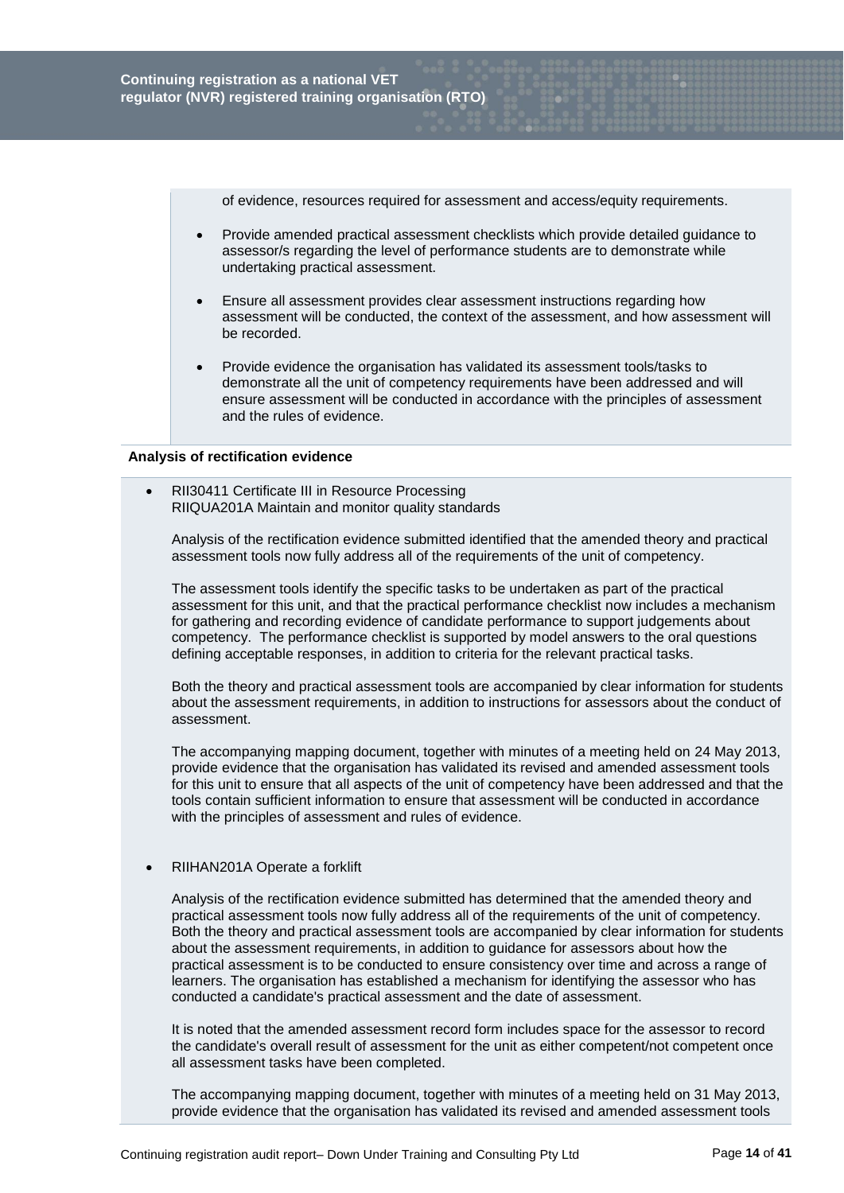of evidence, resources required for assessment and access/equity requirements.

- Provide amended practical assessment checklists which provide detailed guidance to assessor/s regarding the level of performance students are to demonstrate while undertaking practical assessment.
- Ensure all assessment provides clear assessment instructions regarding how assessment will be conducted, the context of the assessment, and how assessment will be recorded.
- Provide evidence the organisation has validated its assessment tools/tasks to demonstrate all the unit of competency requirements have been addressed and will ensure assessment will be conducted in accordance with the principles of assessment and the rules of evidence.

**Analysis of rectification evidence**

- RII30411 Certificate III in Resource Processing
  RIIQUA201A Maintain and monitor quality standards

  Analysis of the rectification evidence submitted identified that the amended theory and practical assessment tools now fully address all of the requirements of the unit of competency.

  The assessment tools identify the specific tasks to be undertaken as part of the practical assessment for this unit, and that the practical performance checklist now includes a mechanism for gathering and recording evidence of candidate performance to support judgements about competency. The performance checklist is supported by model answers to the oral questions defining acceptable responses, in addition to criteria for the relevant practical tasks.

  Both the theory and practical assessment tools are accompanied by clear information for students about the assessment requirements, in addition to instructions for assessors about the conduct of assessment.

  The accompanying mapping document, together with minutes of a meeting held on 24 May 2013, provide evidence that the organisation has validated its revised and amended assessment tools for this unit to ensure that all aspects of the unit of competency have been addressed and that the tools contain sufficient information to ensure that assessment will be conducted in accordance with the principles of assessment and rules of evidence.

- RIIHAN201A Operate a forklift

  Analysis of the rectification evidence submitted has determined that the amended theory and practical assessment tools now fully address all of the requirements of the unit of competency. Both the theory and practical assessment tools are accompanied by clear information for students about the assessment requirements, in addition to guidance for assessors about how the practical assessment is to be conducted to ensure consistency over time and across a range of learners. The organisation has established a mechanism for identifying the assessor who has conducted a candidate's practical assessment and the date of assessment.

  It is noted that the amended assessment record form includes space for the assessor to record the candidate's overall result of assessment for the unit as either competent/not competent once all assessment tasks have been completed.

  The accompanying mapping document, together with minutes of a meeting held on 31 May 2013, provide evidence that the organisation has validated its revised and amended assessment tools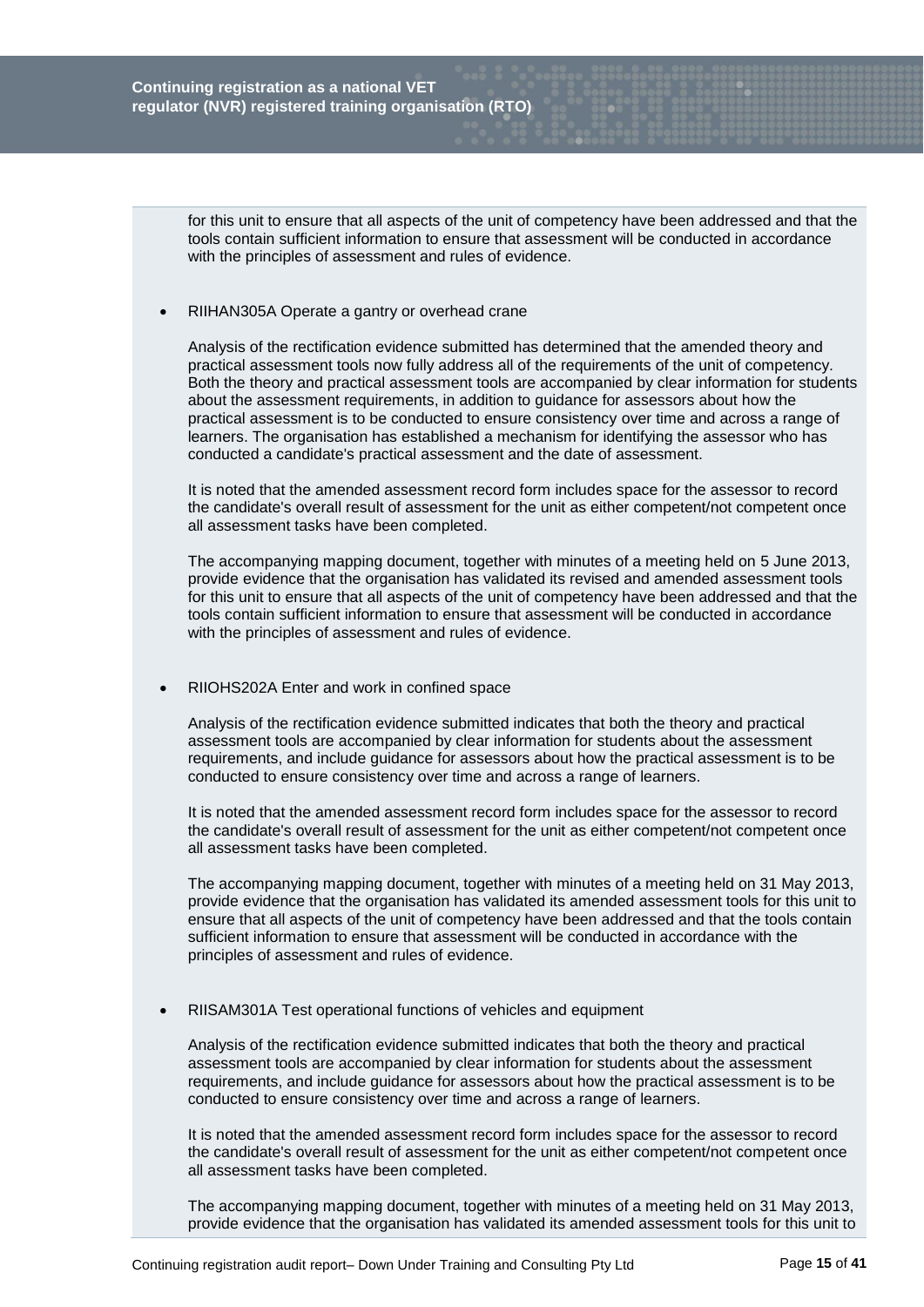for this unit to ensure that all aspects of the unit of competency have been addressed and that the tools contain sufficient information to ensure that assessment will be conducted in accordance with the principles of assessment and rules of evidence.

- RIIHAN305A Operate a gantry or overhead crane

  Analysis of the rectification evidence submitted has determined that the amended theory and practical assessment tools now fully address all of the requirements of the unit of competency. Both the theory and practical assessment tools are accompanied by clear information for students about the assessment requirements, in addition to guidance for assessors about how the practical assessment is to be conducted to ensure consistency over time and across a range of learners. The organisation has established a mechanism for identifying the assessor who has conducted a candidate's practical assessment and the date of assessment.

  It is noted that the amended assessment record form includes space for the assessor to record the candidate's overall result of assessment for the unit as either competent/not competent once all assessment tasks have been completed.

  The accompanying mapping document, together with minutes of a meeting held on 5 June 2013, provide evidence that the organisation has validated its revised and amended assessment tools for this unit to ensure that all aspects of the unit of competency have been addressed and that the tools contain sufficient information to ensure that assessment will be conducted in accordance with the principles of assessment and rules of evidence.

- RIIOHS202A Enter and work in confined space

  Analysis of the rectification evidence submitted indicates that both the theory and practical assessment tools are accompanied by clear information for students about the assessment requirements, and include guidance for assessors about how the practical assessment is to be conducted to ensure consistency over time and across a range of learners.

  It is noted that the amended assessment record form includes space for the assessor to record the candidate's overall result of assessment for the unit as either competent/not competent once all assessment tasks have been completed.

  The accompanying mapping document, together with minutes of a meeting held on 31 May 2013, provide evidence that the organisation has validated its amended assessment tools for this unit to ensure that all aspects of the unit of competency have been addressed and that the tools contain sufficient information to ensure that assessment will be conducted in accordance with the principles of assessment and rules of evidence.

- RIISAM301A Test operational functions of vehicles and equipment

  Analysis of the rectification evidence submitted indicates that both the theory and practical assessment tools are accompanied by clear information for students about the assessment requirements, and include guidance for assessors about how the practical assessment is to be conducted to ensure consistency over time and across a range of learners.

  It is noted that the amended assessment record form includes space for the assessor to record the candidate's overall result of assessment for the unit as either competent/not competent once all assessment tasks have been completed.

  The accompanying mapping document, together with minutes of a meeting held on 31 May 2013, provide evidence that the organisation has validated its amended assessment tools for this unit to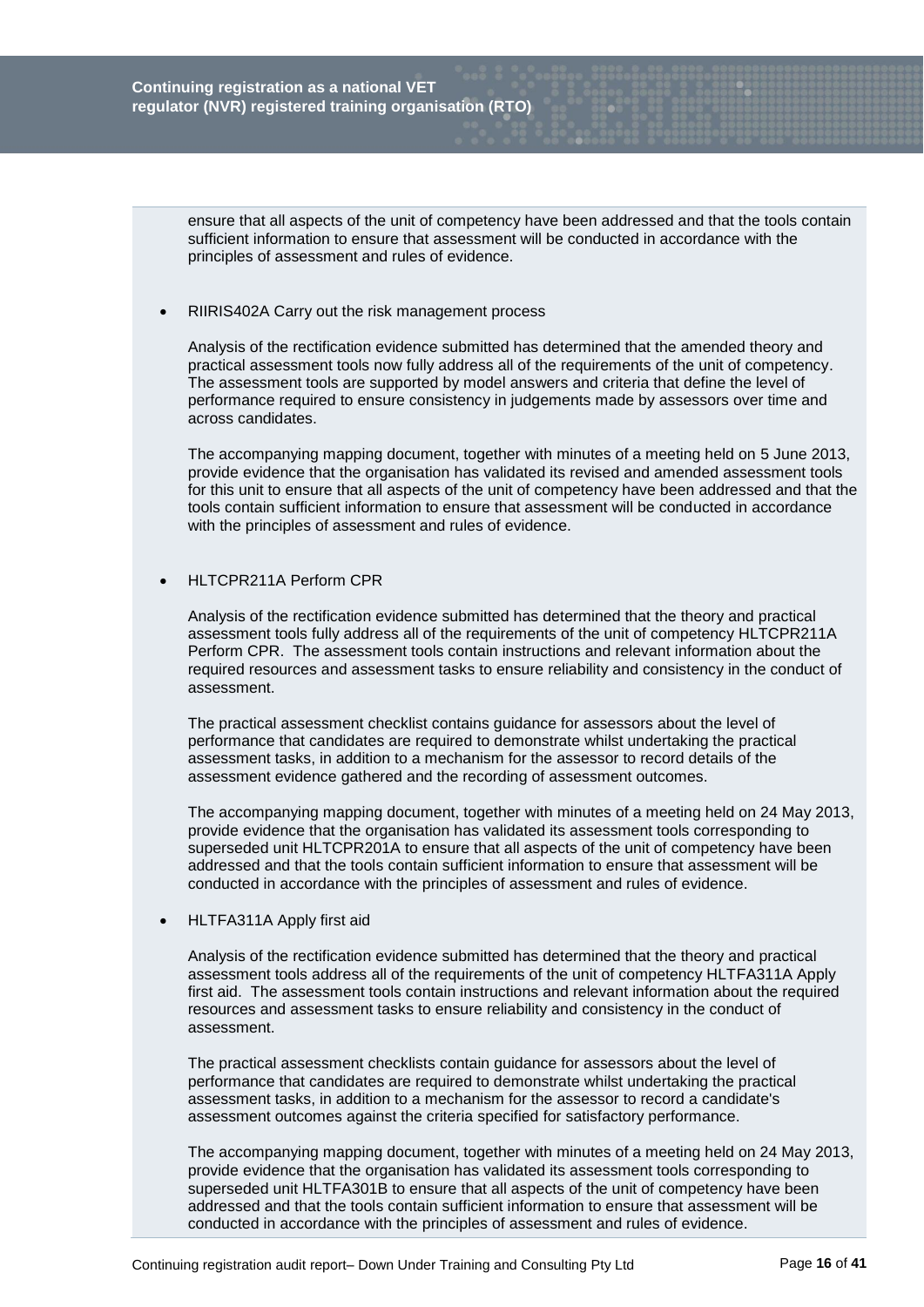ensure that all aspects of the unit of competency have been addressed and that the tools contain sufficient information to ensure that assessment will be conducted in accordance with the principles of assessment and rules of evidence.

- RIIRIS402A Carry out the risk management process

  Analysis of the rectification evidence submitted has determined that the amended theory and practical assessment tools now fully address all of the requirements of the unit of competency. The assessment tools are supported by model answers and criteria that define the level of performance required to ensure consistency in judgements made by assessors over time and across candidates.

  The accompanying mapping document, together with minutes of a meeting held on 5 June 2013, provide evidence that the organisation has validated its revised and amended assessment tools for this unit to ensure that all aspects of the unit of competency have been addressed and that the tools contain sufficient information to ensure that assessment will be conducted in accordance with the principles of assessment and rules of evidence.

- HLTCPR211A Perform CPR

  Analysis of the rectification evidence submitted has determined that the theory and practical assessment tools fully address all of the requirements of the unit of competency HLTCPR211A Perform CPR. The assessment tools contain instructions and relevant information about the required resources and assessment tasks to ensure reliability and consistency in the conduct of assessment.

  The practical assessment checklist contains guidance for assessors about the level of performance that candidates are required to demonstrate whilst undertaking the practical assessment tasks, in addition to a mechanism for the assessor to record details of the assessment evidence gathered and the recording of assessment outcomes.

  The accompanying mapping document, together with minutes of a meeting held on 24 May 2013, provide evidence that the organisation has validated its assessment tools corresponding to superseded unit HLTCPR201A to ensure that all aspects of the unit of competency have been addressed and that the tools contain sufficient information to ensure that assessment will be conducted in accordance with the principles of assessment and rules of evidence.

- HLTFA311A Apply first aid

  Analysis of the rectification evidence submitted has determined that the theory and practical assessment tools address all of the requirements of the unit of competency HLTFA311A Apply first aid. The assessment tools contain instructions and relevant information about the required resources and assessment tasks to ensure reliability and consistency in the conduct of assessment.

  The practical assessment checklists contain guidance for assessors about the level of performance that candidates are required to demonstrate whilst undertaking the practical assessment tasks, in addition to a mechanism for the assessor to record a candidate's assessment outcomes against the criteria specified for satisfactory performance.

  The accompanying mapping document, together with minutes of a meeting held on 24 May 2013, provide evidence that the organisation has validated its assessment tools corresponding to superseded unit HLTFA301B to ensure that all aspects of the unit of competency have been addressed and that the tools contain sufficient information to ensure that assessment will be conducted in accordance with the principles of assessment and rules of evidence.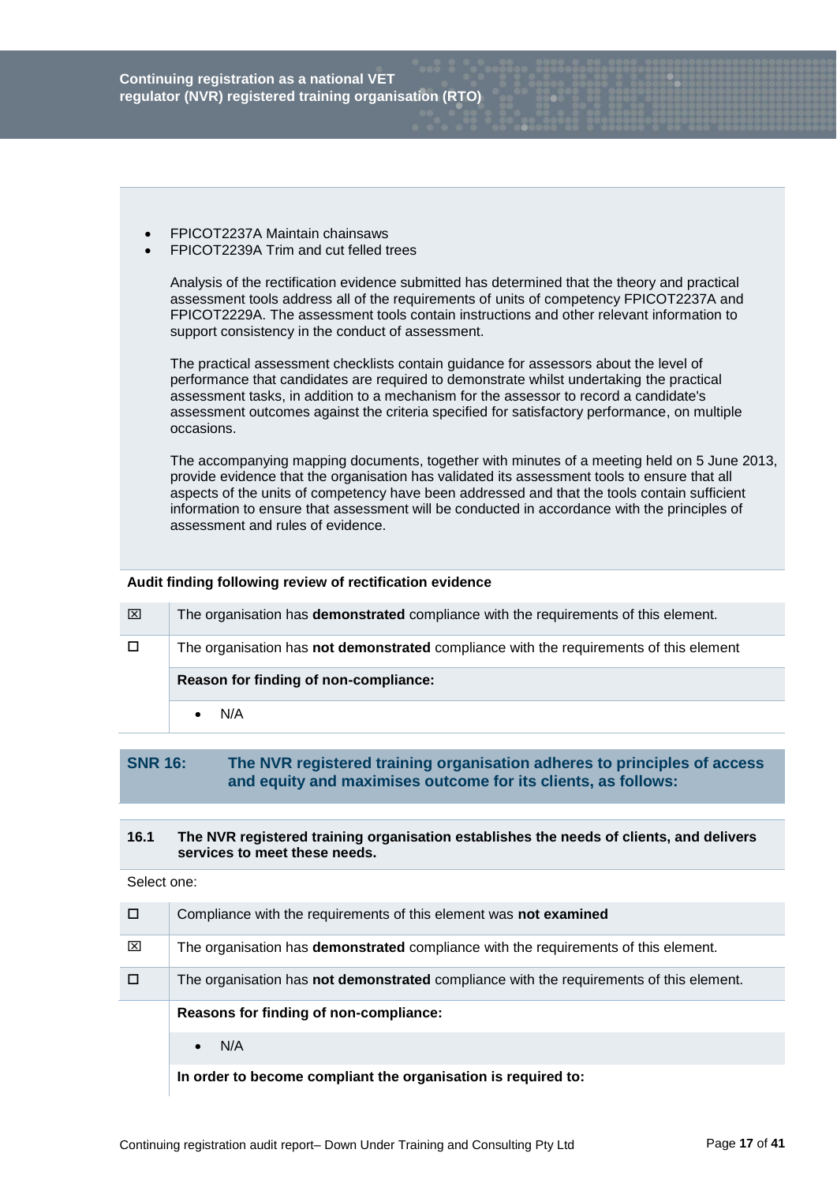- FPICOT2237A Maintain chainsaws
- FPICOT2239A Trim and cut felled trees

Analysis of the rectification evidence submitted has determined that the theory and practical assessment tools address all of the requirements of units of competency FPICOT2237A and FPICOT2229A. The assessment tools contain instructions and other relevant information to support consistency in the conduct of assessment.

The practical assessment checklists contain guidance for assessors about the level of performance that candidates are required to demonstrate whilst undertaking the practical assessment tasks, in addition to a mechanism for the assessor to record a candidate's assessment outcomes against the criteria specified for satisfactory performance, on multiple occasions.

The accompanying mapping documents, together with minutes of a meeting held on 5 June 2013, provide evidence that the organisation has validated its assessment tools to ensure that all aspects of the units of competency have been addressed and that the tools contain sufficient information to ensure that assessment will be conducted in accordance with the principles of assessment and rules of evidence.

**Audit finding following review of rectification evidence**

| | |
|---|---|
| ☒ | The organisation has **demonstrated** compliance with the requirements of this element. |
| ☐ | The organisation has **not demonstrated** compliance with the requirements of this element |
| | **Reason for finding of non-compliance:** |
| | • N/A |

## SNR 16: The NVR registered training organisation adheres to principles of access and equity and maximises outcome for its clients, as follows:

### 16.1 The NVR registered training organisation establishes the needs of clients, and delivers services to meet these needs.

Select one:

| | |
|---|---|
| ☐ | Compliance with the requirements of this element was **not examined** |
| ☒ | The organisation has **demonstrated** compliance with the requirements of this element. |
| ☐ | The organisation has **not demonstrated** compliance with the requirements of this element. |
| | **Reasons for finding of non-compliance:** |
| | • N/A |
| | **In order to become compliant the organisation is required to:** |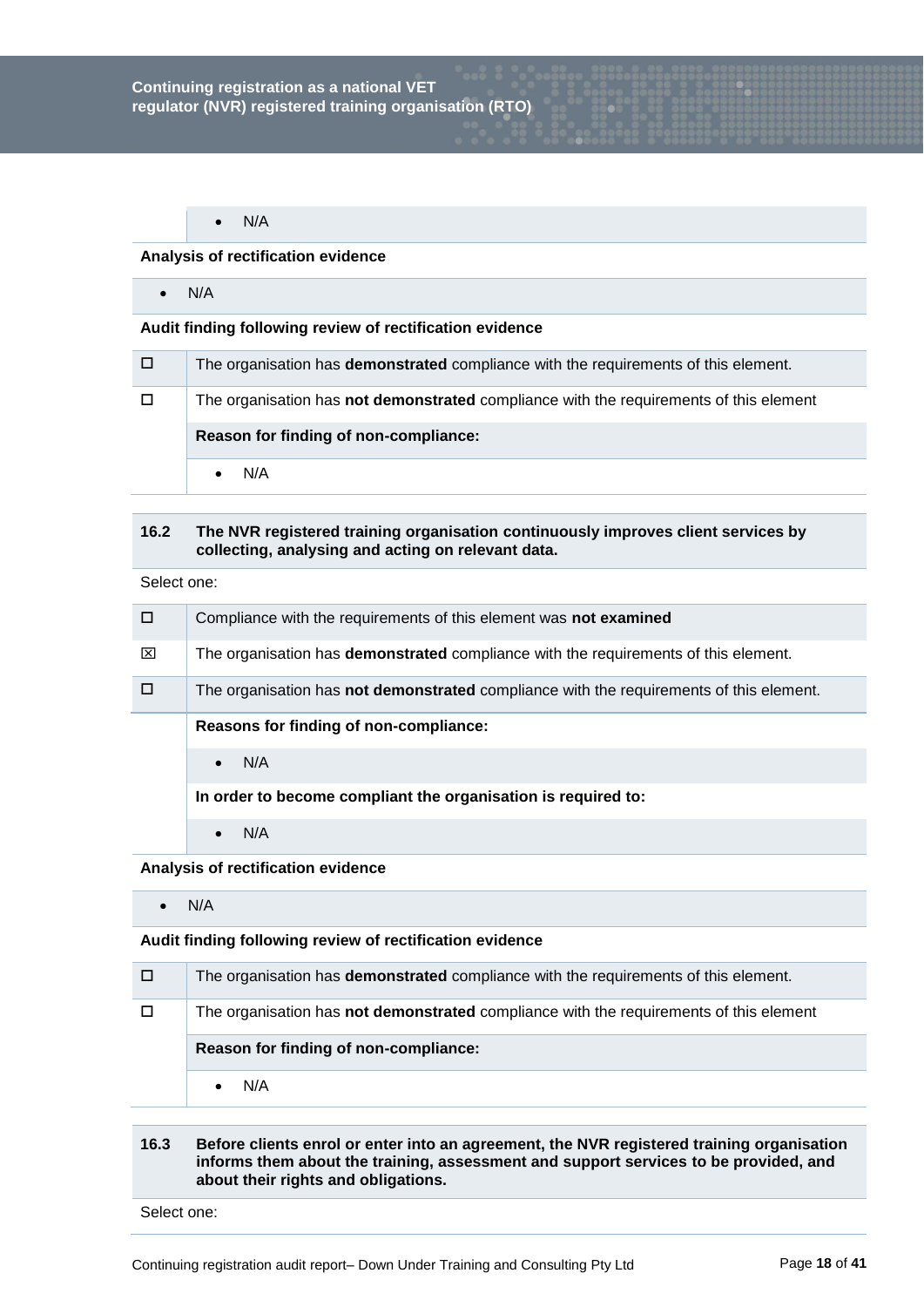- N/A

**Analysis of rectification evidence**

- N/A

**Audit finding following review of rectification evidence**

| | |
|---|---|
| ☐ | The organisation has **demonstrated** compliance with the requirements of this element. |
| ☐ | The organisation has **not demonstrated** compliance with the requirements of this element |
| | **Reason for finding of non-compliance:** |
| | • N/A |

| | |
|---|---|
| **16.2** | **The NVR registered training organisation continuously improves client services by collecting, analysing and acting on relevant data.** |

Select one:

| | |
|---|---|
| ☐ | Compliance with the requirements of this element was **not examined** |
| ☒ | The organisation has **demonstrated** compliance with the requirements of this element. |
| ☐ | The organisation has **not demonstrated** compliance with the requirements of this element. |
| | **Reasons for finding of non-compliance:** |
| | • N/A |
| | **In order to become compliant the organisation is required to:** |
| | • N/A |

**Analysis of rectification evidence**

- N/A

**Audit finding following review of rectification evidence**

| | |
|---|---|
| ☐ | The organisation has **demonstrated** compliance with the requirements of this element. |
| ☐ | The organisation has **not demonstrated** compliance with the requirements of this element |
| | **Reason for finding of non-compliance:** |
| | • N/A |

| | |
|---|---|
| **16.3** | **Before clients enrol or enter into an agreement, the NVR registered training organisation informs them about the training, assessment and support services to be provided, and about their rights and obligations.** |

Select one: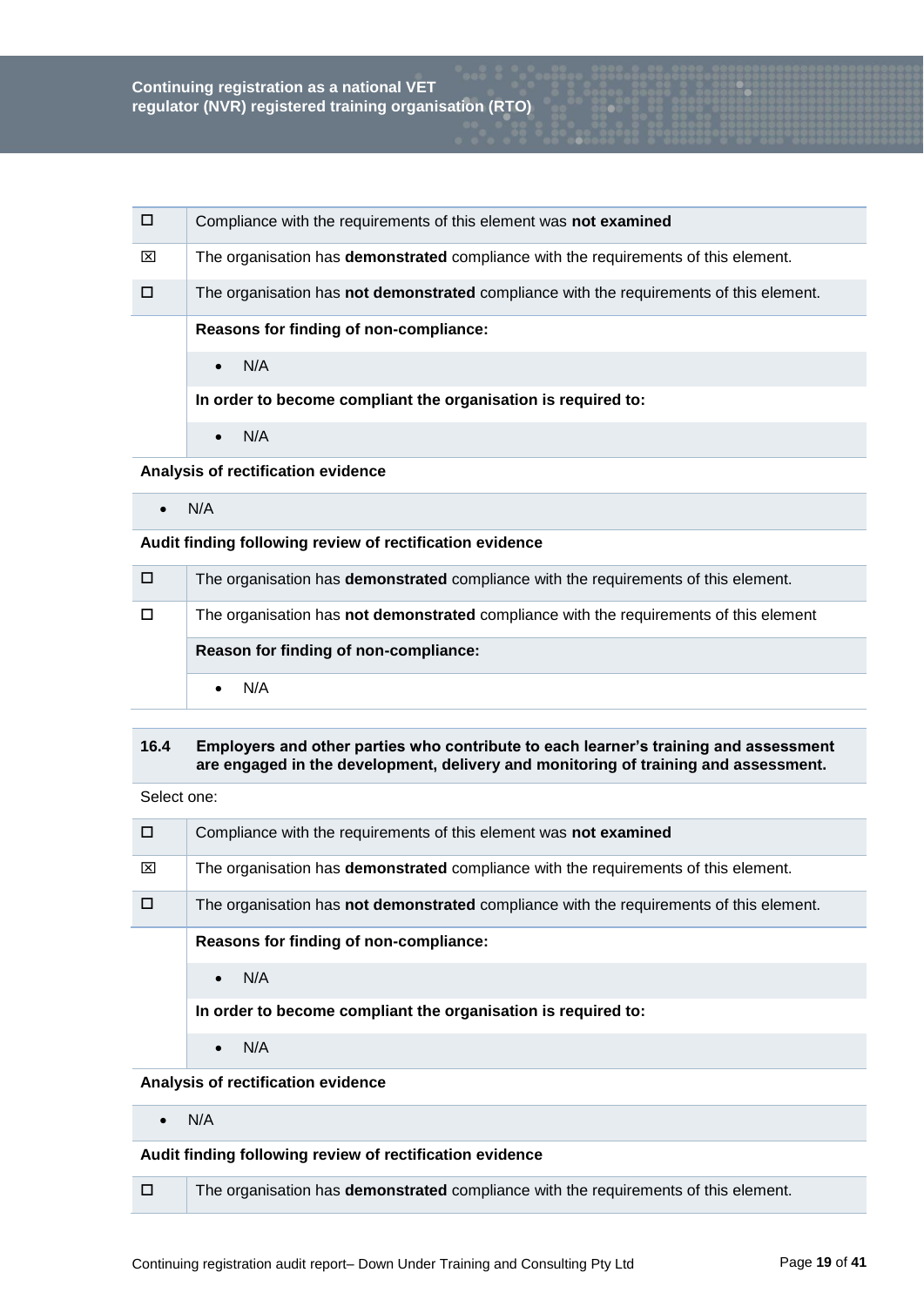| | |
|---|---|
| ☐ | Compliance with the requirements of this element was **not examined** |
| ☒ | The organisation has **demonstrated** compliance with the requirements of this element. |
| ☐ | The organisation has **not demonstrated** compliance with the requirements of this element. |
| | **Reasons for finding of non-compliance:** |
| | • N/A |
| | **In order to become compliant the organisation is required to:** |
| | • N/A |

**Analysis of rectification evidence**

- N/A

**Audit finding following review of rectification evidence**

| | |
|---|---|
| ☐ | The organisation has **demonstrated** compliance with the requirements of this element. |
| ☐ | The organisation has **not demonstrated** compliance with the requirements of this element |
| | **Reason for finding of non-compliance:** |
| | • N/A |

**16.4 Employers and other parties who contribute to each learner's training and assessment are engaged in the development, delivery and monitoring of training and assessment.**

Select one:

| | |
|---|---|
| ☐ | Compliance with the requirements of this element was **not examined** |
| ☒ | The organisation has **demonstrated** compliance with the requirements of this element. |
| ☐ | The organisation has **not demonstrated** compliance with the requirements of this element. |
| | **Reasons for finding of non-compliance:** |
| | • N/A |
| | **In order to become compliant the organisation is required to:** |
| | • N/A |

**Analysis of rectification evidence**

- N/A

**Audit finding following review of rectification evidence**

| | |
|---|---|
| ☐ | The organisation has **demonstrated** compliance with the requirements of this element. |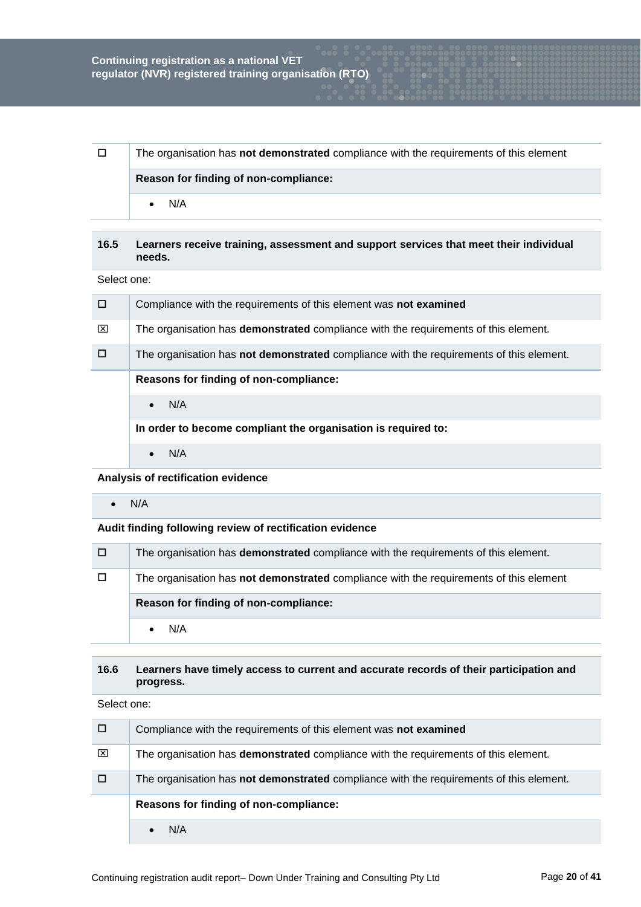| | |
|---|---|
| ☐ | The organisation has **not demonstrated** compliance with the requirements of this element |
| | **Reason for finding of non-compliance:** |
| | • N/A |

| | |
|---|---|
| **16.5** | **Learners receive training, assessment and support services that meet their individual needs.** |

Select one:

| | |
|---|---|
| ☐ | Compliance with the requirements of this element was **not examined** |
| ☒ | The organisation has **demonstrated** compliance with the requirements of this element. |
| ☐ | The organisation has **not demonstrated** compliance with the requirements of this element. |
| | **Reasons for finding of non-compliance:** |
| | • N/A |
| | **In order to become compliant the organisation is required to:** |
| | • N/A |

**Analysis of rectification evidence**

- N/A

**Audit finding following review of rectification evidence**

| | |
|---|---|
| ☐ | The organisation has **demonstrated** compliance with the requirements of this element. |
| ☐ | The organisation has **not demonstrated** compliance with the requirements of this element |
| | **Reason for finding of non-compliance:** |
| | • N/A |

| | |
|---|---|
| **16.6** | **Learners have timely access to current and accurate records of their participation and progress.** |

Select one:

| | |
|---|---|
| ☐ | Compliance with the requirements of this element was **not examined** |
| ☒ | The organisation has **demonstrated** compliance with the requirements of this element. |
| ☐ | The organisation has **not demonstrated** compliance with the requirements of this element. |
| | **Reasons for finding of non-compliance:** |
| | • N/A |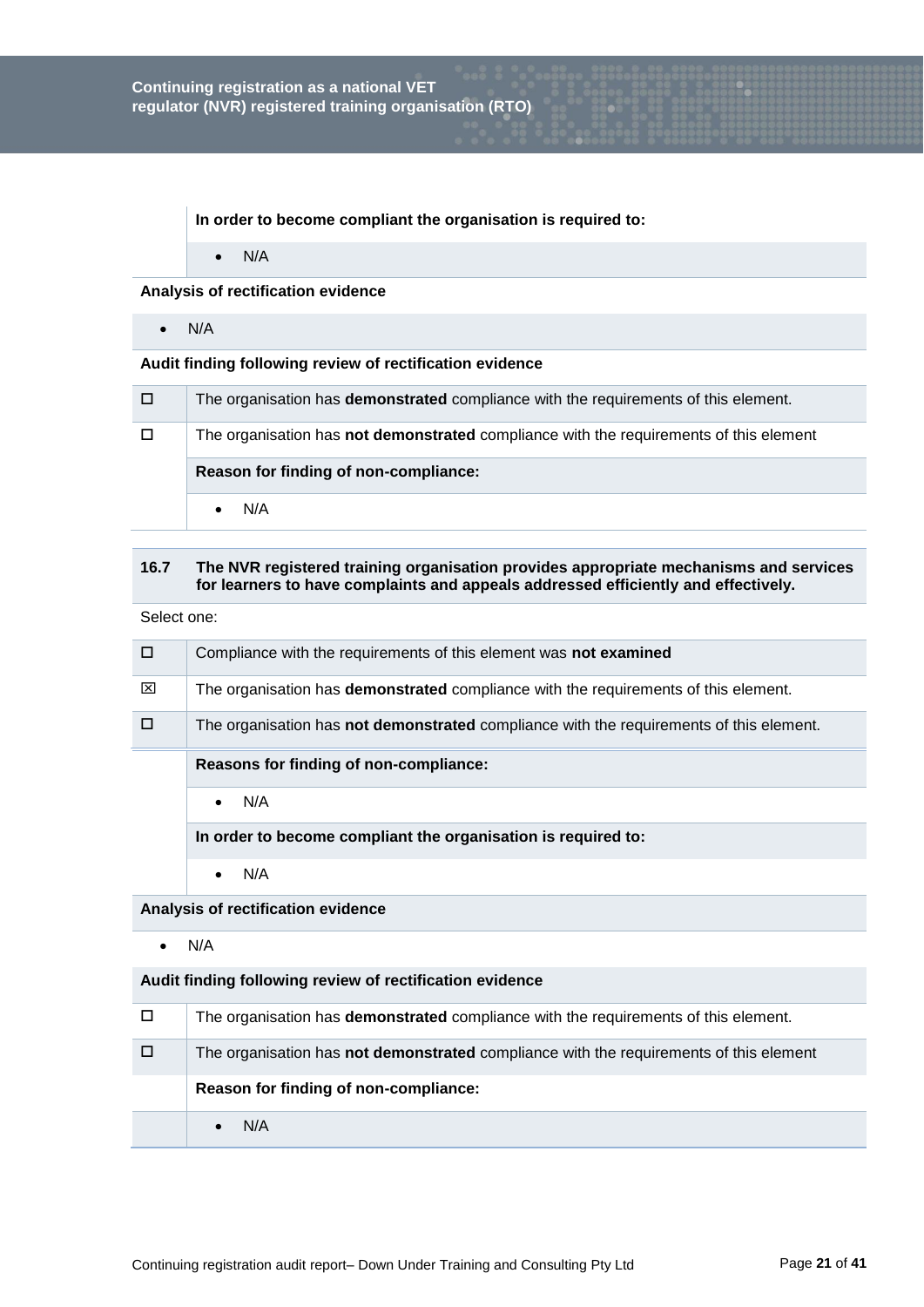**In order to become compliant the organisation is required to:**

- N/A

**Analysis of rectification evidence**

- N/A

**Audit finding following review of rectification evidence**

| | |
|---|---|
| ☐ | The organisation has **demonstrated** compliance with the requirements of this element. |
| ☐ | The organisation has **not demonstrated** compliance with the requirements of this element |
| | **Reason for finding of non-compliance:** |
| | • N/A |

**16.7 The NVR registered training organisation provides appropriate mechanisms and services for learners to have complaints and appeals addressed efficiently and effectively.**

Select one:

| | |
|---|---|
| ☐ | Compliance with the requirements of this element was **not examined** |
| ☒ | The organisation has **demonstrated** compliance with the requirements of this element. |
| ☐ | The organisation has **not demonstrated** compliance with the requirements of this element. |
| | **Reasons for finding of non-compliance:** |
| | • N/A |
| | **In order to become compliant the organisation is required to:** |
| | • N/A |

**Analysis of rectification evidence**

- N/A

**Audit finding following review of rectification evidence**

| | |
|---|---|
| ☐ | The organisation has **demonstrated** compliance with the requirements of this element. |
| ☐ | The organisation has **not demonstrated** compliance with the requirements of this element |
| | **Reason for finding of non-compliance:** |
| | • N/A |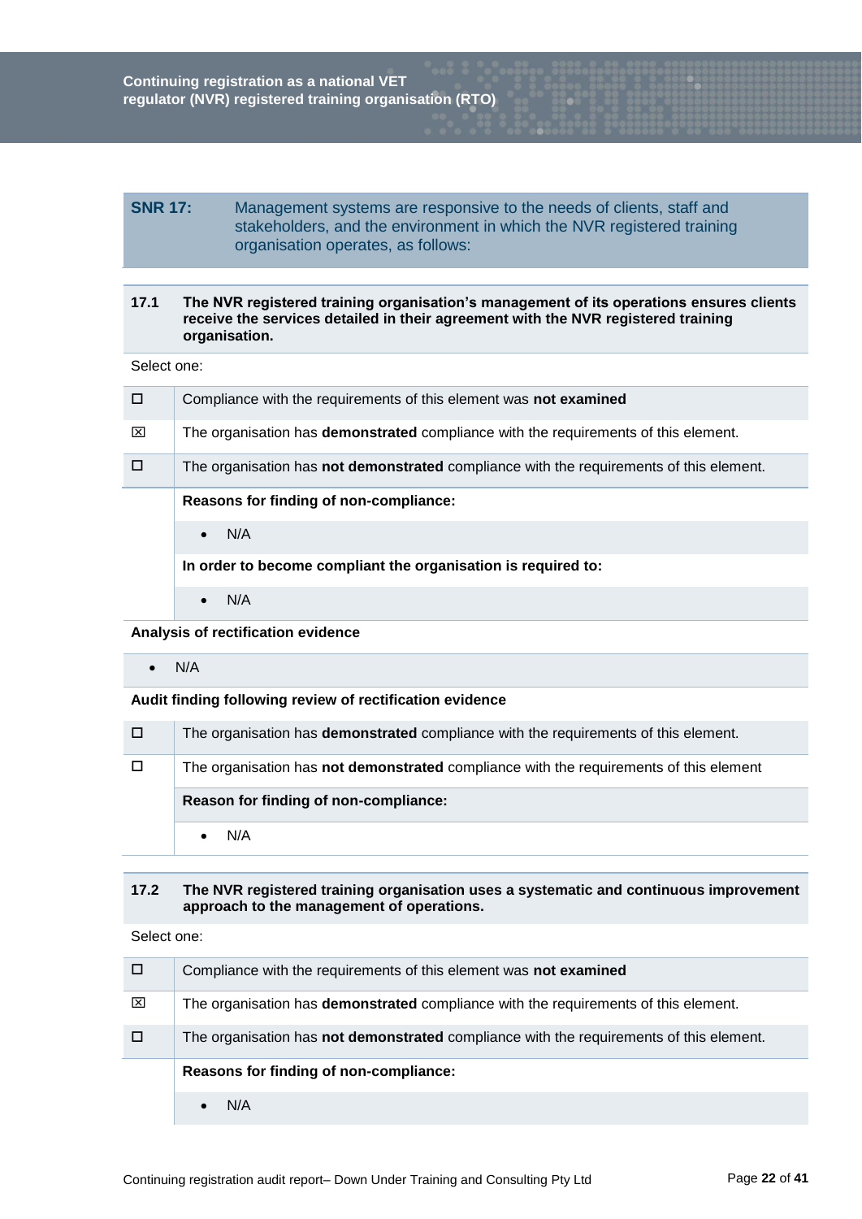| **SNR 17:** | Management systems are responsive to the needs of clients, staff and stakeholders, and the environment in which the NVR registered training organisation operates, as follows: |
|---|---|

| **17.1** | **The NVR registered training organisation's management of its operations ensures clients receive the services detailed in their agreement with the NVR registered training organisation.** |
|---|---|

Select one:

| | |
|---|---|
| ☐ | Compliance with the requirements of this element was **not examined** |
| ☒ | The organisation has **demonstrated** compliance with the requirements of this element. |
| ☐ | The organisation has **not demonstrated** compliance with the requirements of this element. |
| | **Reasons for finding of non-compliance:** |
| | • N/A |
| | **In order to become compliant the organisation is required to:** |
| | • N/A |

**Analysis of rectification evidence**

- N/A

**Audit finding following review of rectification evidence**

| | |
|---|---|
| ☐ | The organisation has **demonstrated** compliance with the requirements of this element. |
| ☐ | The organisation has **not demonstrated** compliance with the requirements of this element |
| | **Reason for finding of non-compliance:** |
| | • N/A |

| **17.2** | **The NVR registered training organisation uses a systematic and continuous improvement approach to the management of operations.** |
|---|---|

Select one:

| | |
|---|---|
| ☐ | Compliance with the requirements of this element was **not examined** |
| ☒ | The organisation has **demonstrated** compliance with the requirements of this element. |
| ☐ | The organisation has **not demonstrated** compliance with the requirements of this element. |
| | **Reasons for finding of non-compliance:** |
| | • N/A |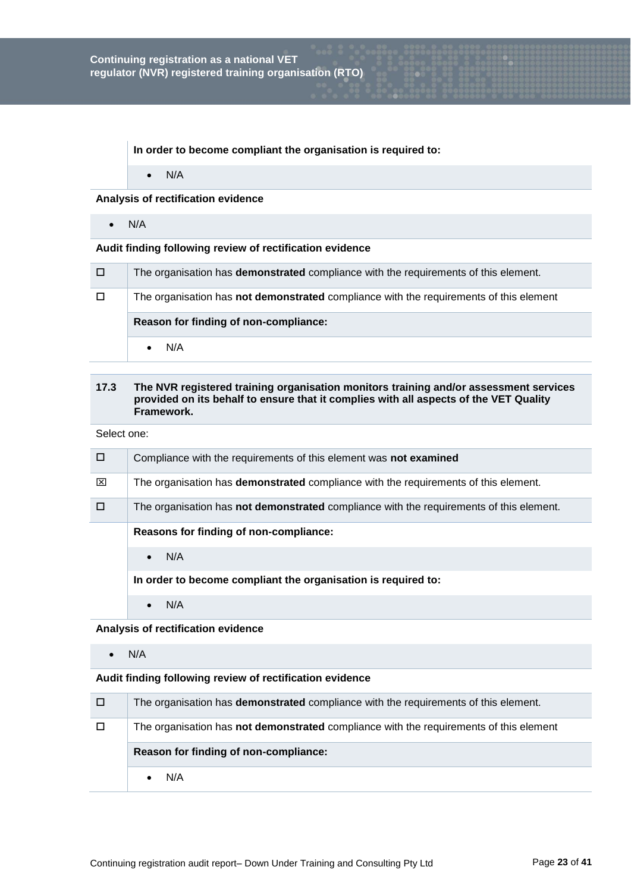**In order to become compliant the organisation is required to:**

- N/A

**Analysis of rectification evidence**

- N/A

**Audit finding following review of rectification evidence**

| | |
|---|---|
| ☐ | The organisation has **demonstrated** compliance with the requirements of this element. |
| ☐ | The organisation has **not demonstrated** compliance with the requirements of this element |
| | **Reason for finding of non-compliance:** |
| | • N/A |

| **17.3** | **The NVR registered training organisation monitors training and/or assessment services provided on its behalf to ensure that it complies with all aspects of the VET Quality Framework.** |
|---|---|

Select one:

| | |
|---|---|
| ☐ | Compliance with the requirements of this element was **not examined** |
| ☒ | The organisation has **demonstrated** compliance with the requirements of this element. |
| ☐ | The organisation has **not demonstrated** compliance with the requirements of this element. |
| | **Reasons for finding of non-compliance:** |
| | • N/A |
| | **In order to become compliant the organisation is required to:** |
| | • N/A |

**Analysis of rectification evidence**

- N/A

**Audit finding following review of rectification evidence**

| | |
|---|---|
| ☐ | The organisation has **demonstrated** compliance with the requirements of this element. |
| ☐ | The organisation has **not demonstrated** compliance with the requirements of this element |
| | **Reason for finding of non-compliance:** |
| | • N/A |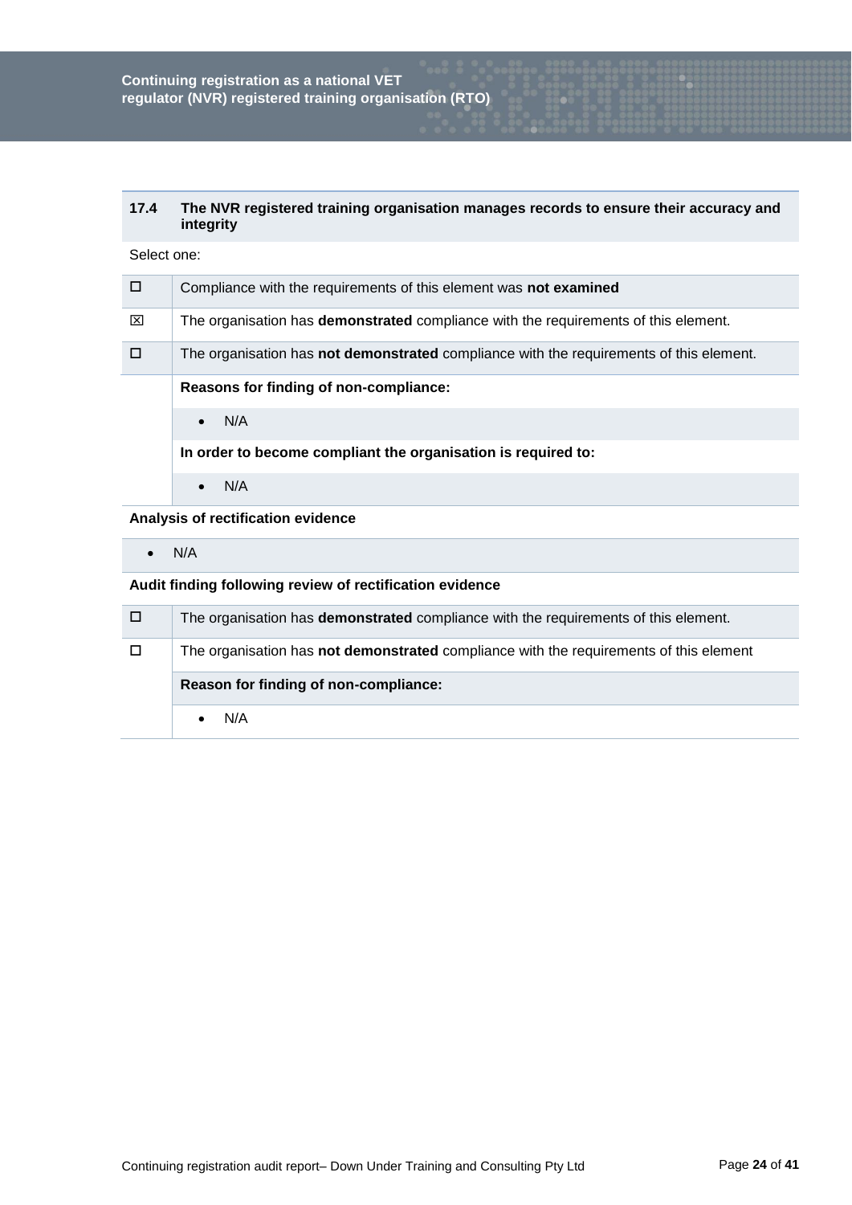### 17.4 The NVR registered training organisation manages records to ensure their accuracy and integrity

Select one:

| | |
|---|---|
| ☐ | Compliance with the requirements of this element was **not examined** |
| ☒ | The organisation has **demonstrated** compliance with the requirements of this element. |
| ☐ | The organisation has **not demonstrated** compliance with the requirements of this element. |
| | **Reasons for finding of non-compliance:** |
| | • N/A |
| | **In order to become compliant the organisation is required to:** |
| | • N/A |

**Analysis of rectification evidence**

- N/A

**Audit finding following review of rectification evidence**

| | |
|---|---|
| ☐ | The organisation has **demonstrated** compliance with the requirements of this element. |
| ☐ | The organisation has **not demonstrated** compliance with the requirements of this element |
| | **Reason for finding of non-compliance:** |
| | • N/A |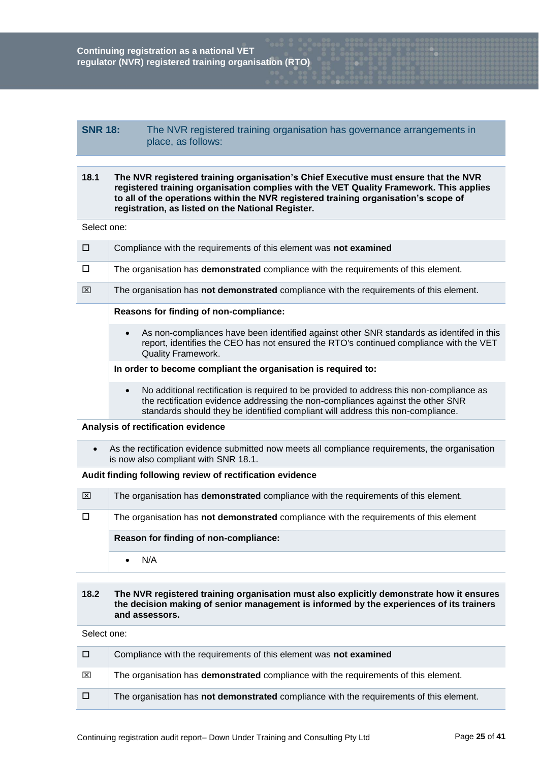| **SNR 18:** | The NVR registered training organisation has governance arrangements in place, as follows: |
|---|---|

**18.1 The NVR registered training organisation's Chief Executive must ensure that the NVR registered training organisation complies with the VET Quality Framework. This applies to all of the operations within the NVR registered training organisation's scope of registration, as listed on the National Register.**

Select one:

| | |
|---|---|
| ☐ | Compliance with the requirements of this element was **not examined** |
| ☐ | The organisation has **demonstrated** compliance with the requirements of this element. |
| ☒ | The organisation has **not demonstrated** compliance with the requirements of this element. |

**Reasons for finding of non-compliance:**

- As non-compliances have been identified against other SNR standards as identifed in this report, identifies the CEO has not ensured the RTO's continued compliance with the VET Quality Framework.

**In order to become compliant the organisation is required to:**

- No additional rectification is required to be provided to address this non-compliance as the rectification evidence addressing the non-compliances against the other SNR standards should they be identified compliant will address this non-compliance.

**Analysis of rectification evidence**

- As the rectification evidence submitted now meets all compliance requirements, the organisation is now also compliant with SNR 18.1.

**Audit finding following review of rectification evidence**

| | |
|---|---|
| ☒ | The organisation has **demonstrated** compliance with the requirements of this element. |
| ☐ | The organisation has **not demonstrated** compliance with the requirements of this element |

**Reason for finding of non-compliance:**

- N/A

**18.2 The NVR registered training organisation must also explicitly demonstrate how it ensures the decision making of senior management is informed by the experiences of its trainers and assessors.**

Select one:

| | |
|---|---|
| ☐ | Compliance with the requirements of this element was **not examined** |
| ☒ | The organisation has **demonstrated** compliance with the requirements of this element. |
| ☐ | The organisation has **not demonstrated** compliance with the requirements of this element. |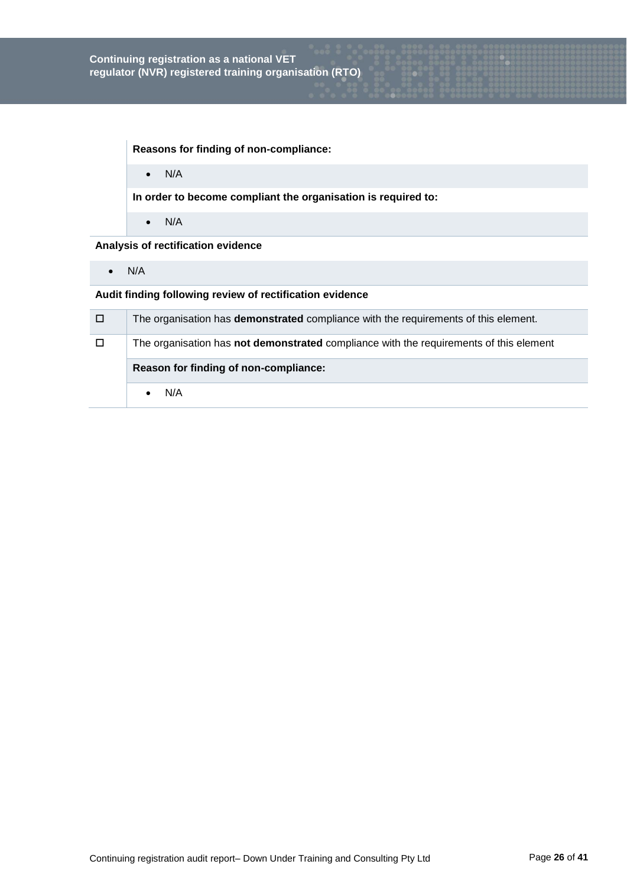**Reasons for finding of non-compliance:**

- N/A

**In order to become compliant the organisation is required to:**

- N/A

**Analysis of rectification evidence**

- N/A

**Audit finding following review of rectification evidence**

| | |
|---|---|
| ☐ | The organisation has **demonstrated** compliance with the requirements of this element. |
| ☐ | The organisation has **not demonstrated** compliance with the requirements of this element |
| | **Reason for finding of non-compliance:** |
| | • N/A |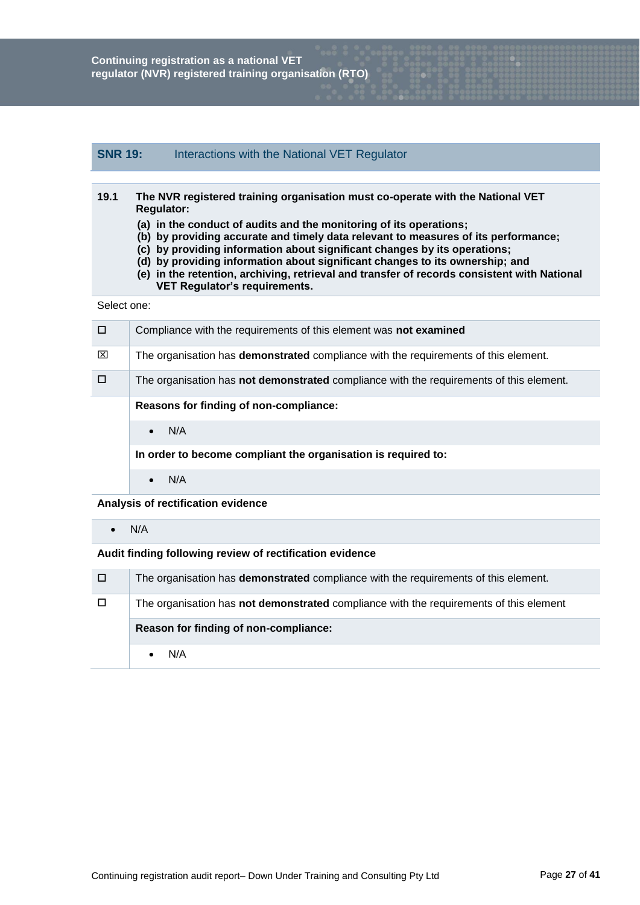## SNR 19: Interactions with the National VET Regulator

**19.1 The NVR registered training organisation must co-operate with the National VET Regulator:**

**(a) in the conduct of audits and the monitoring of its operations;**
**(b) by providing accurate and timely data relevant to measures of its performance;**
**(c) by providing information about significant changes by its operations;**
**(d) by providing information about significant changes to its ownership; and**
**(e) in the retention, archiving, retrieval and transfer of records consistent with National VET Regulator's requirements.**

Select one:

| | |
|---|---|
| ☐ | Compliance with the requirements of this element was **not examined** |
| ☒ | The organisation has **demonstrated** compliance with the requirements of this element. |
| ☐ | The organisation has **not demonstrated** compliance with the requirements of this element. |
| | **Reasons for finding of non-compliance:** |
| | • N/A |
| | **In order to become compliant the organisation is required to:** |
| | • N/A |

**Analysis of rectification evidence**

- N/A

**Audit finding following review of rectification evidence**

| | |
|---|---|
| ☐ | The organisation has **demonstrated** compliance with the requirements of this element. |
| ☐ | The organisation has **not demonstrated** compliance with the requirements of this element |
| | **Reason for finding of non-compliance:** |
| | • N/A |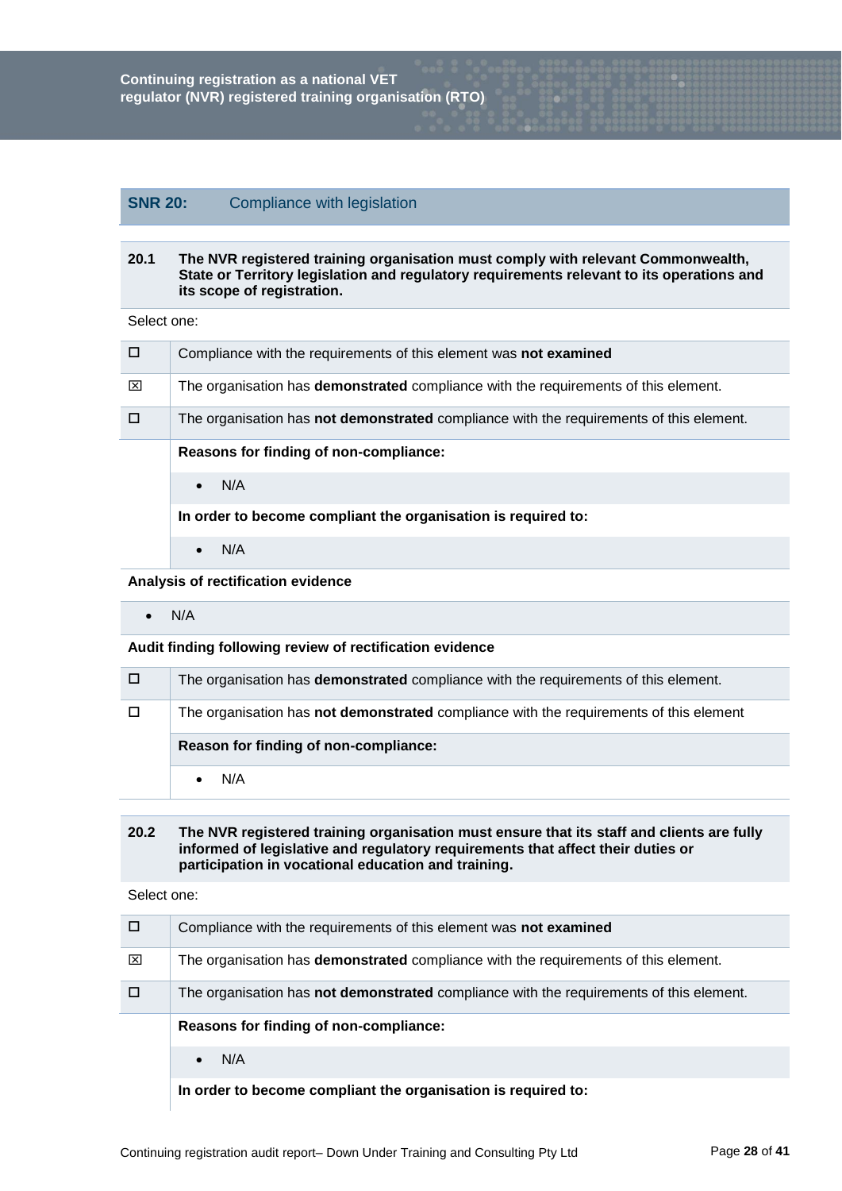## SNR 20: Compliance with legislation

| 20.1 | The NVR registered training organisation must comply with relevant Commonwealth, State or Territory legislation and regulatory requirements relevant to its operations and its scope of registration. |
|---|---|

Select one:

| | |
|---|---|
| ☐ | Compliance with the requirements of this element was **not examined** |
| ☒ | The organisation has **demonstrated** compliance with the requirements of this element. |
| ☐ | The organisation has **not demonstrated** compliance with the requirements of this element. |
| | **Reasons for finding of non-compliance:** |
| | • N/A |
| | **In order to become compliant the organisation is required to:** |
| | • N/A |

**Analysis of rectification evidence**

- N/A

**Audit finding following review of rectification evidence**

| | |
|---|---|
| ☐ | The organisation has **demonstrated** compliance with the requirements of this element. |
| ☐ | The organisation has **not demonstrated** compliance with the requirements of this element |
| | **Reason for finding of non-compliance:** |
| | • N/A |

| 20.2 | The NVR registered training organisation must ensure that its staff and clients are fully informed of legislative and regulatory requirements that affect their duties or participation in vocational education and training. |
|---|---|

Select one:

| | |
|---|---|
| ☐ | Compliance with the requirements of this element was **not examined** |
| ☒ | The organisation has **demonstrated** compliance with the requirements of this element. |
| ☐ | The organisation has **not demonstrated** compliance with the requirements of this element. |
| | **Reasons for finding of non-compliance:** |
| | • N/A |
| | **In order to become compliant the organisation is required to:** |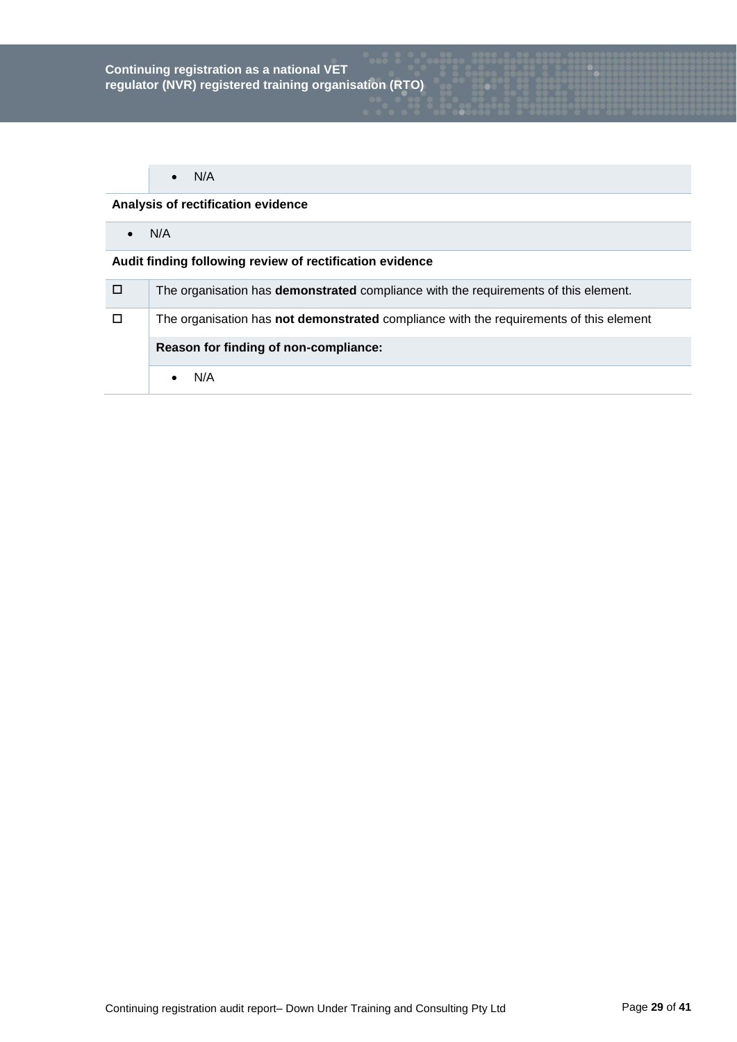- N/A

**Analysis of rectification evidence**

- N/A

**Audit finding following review of rectification evidence**

| | |
|---|---|
| ☐ | The organisation has **demonstrated** compliance with the requirements of this element. |
| ☐ | The organisation has **not demonstrated** compliance with the requirements of this element |
| | **Reason for finding of non-compliance:** |
| | • N/A |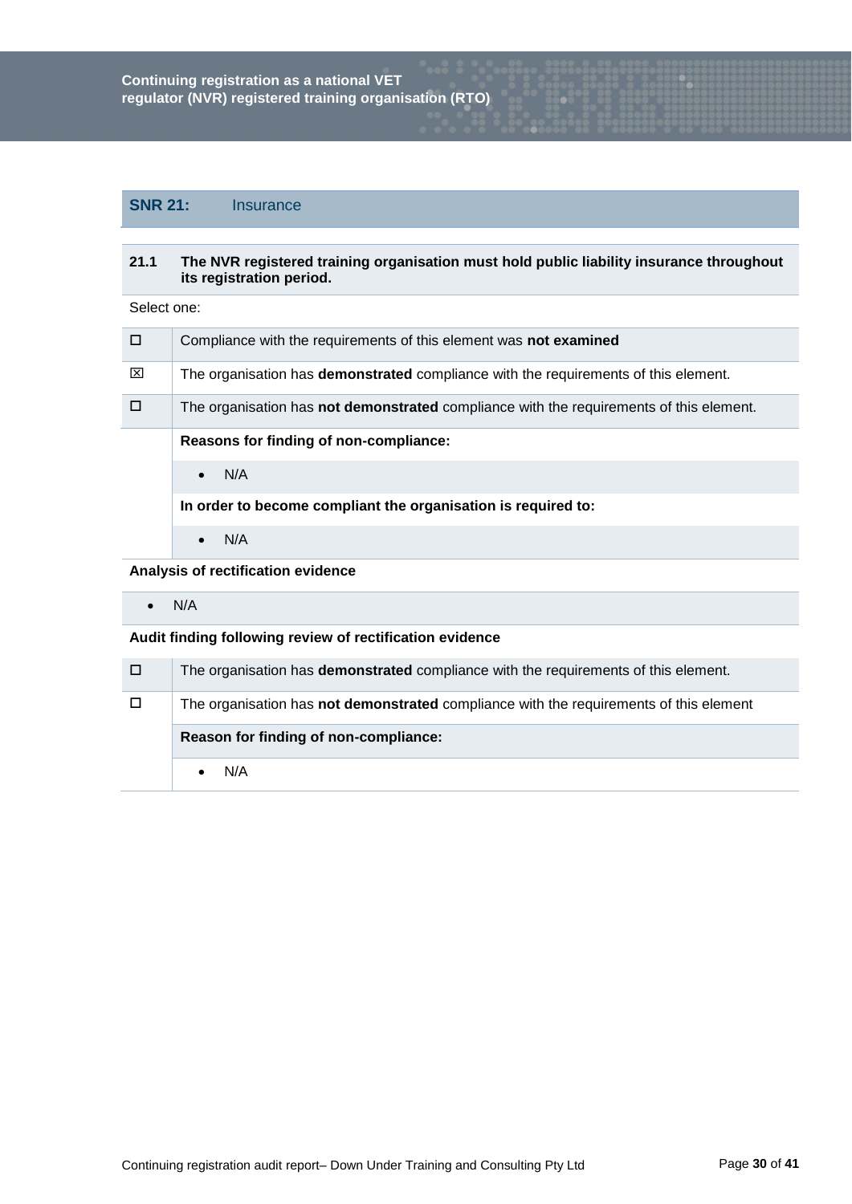## SNR 21: Insurance

| 21.1 | The NVR registered training organisation must hold public liability insurance throughout its registration period. |
|---|---|

Select one:

| | |
|---|---|
| ☐ | Compliance with the requirements of this element was **not examined** |
| ☒ | The organisation has **demonstrated** compliance with the requirements of this element. |
| ☐ | The organisation has **not demonstrated** compliance with the requirements of this element. |
| | **Reasons for finding of non-compliance:** |
| | • N/A |
| | **In order to become compliant the organisation is required to:** |
| | • N/A |

**Analysis of rectification evidence**

- N/A

**Audit finding following review of rectification evidence**

| | |
|---|---|
| ☐ | The organisation has **demonstrated** compliance with the requirements of this element. |
| ☐ | The organisation has **not demonstrated** compliance with the requirements of this element |
| | **Reason for finding of non-compliance:** |
| | • N/A |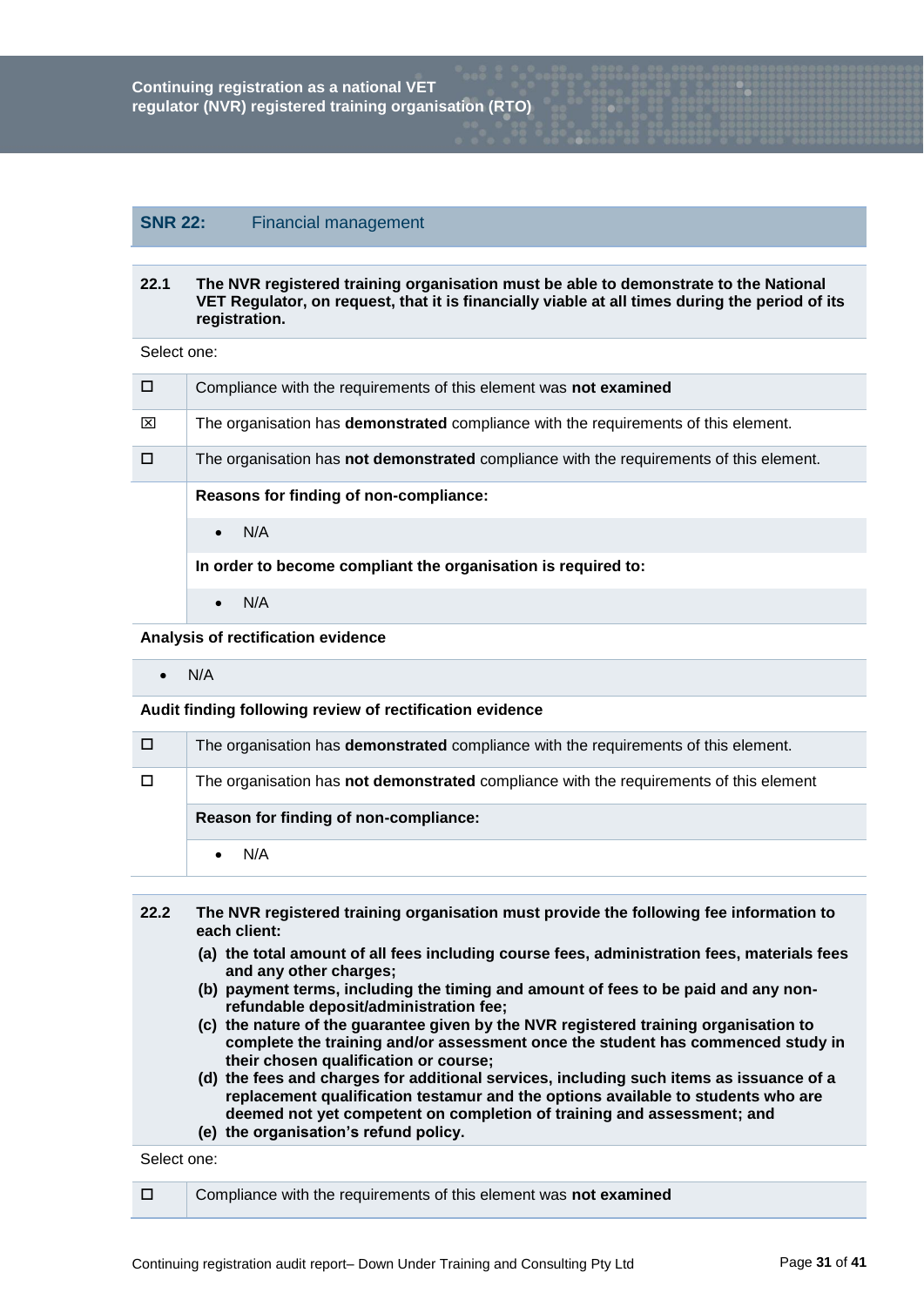## SNR 22: Financial management

| 22.1 | The NVR registered training organisation must be able to demonstrate to the National VET Regulator, on request, that it is financially viable at all times during the period of its registration. |
|---|---|

Select one:

| | |
|---|---|
| ☐ | Compliance with the requirements of this element was **not examined** |
| ☒ | The organisation has **demonstrated** compliance with the requirements of this element. |
| ☐ | The organisation has **not demonstrated** compliance with the requirements of this element. |
| | **Reasons for finding of non-compliance:** |
| | • N/A |
| | **In order to become compliant the organisation is required to:** |
| | • N/A |

**Analysis of rectification evidence**

- N/A

**Audit finding following review of rectification evidence**

| | |
|---|---|
| ☐ | The organisation has **demonstrated** compliance with the requirements of this element. |
| ☐ | The organisation has **not demonstrated** compliance with the requirements of this element |
| | **Reason for finding of non-compliance:** |
| | • N/A |

**22.2 The NVR registered training organisation must provide the following fee information to each client:**

**(a) the total amount of all fees including course fees, administration fees, materials fees and any other charges;**
**(b) payment terms, including the timing and amount of fees to be paid and any non-refundable deposit/administration fee;**
**(c) the nature of the guarantee given by the NVR registered training organisation to complete the training and/or assessment once the student has commenced study in their chosen qualification or course;**
**(d) the fees and charges for additional services, including such items as issuance of a replacement qualification testamur and the options available to students who are deemed not yet competent on completion of training and assessment; and**
**(e) the organisation's refund policy.**

Select one:

| | |
|---|---|
| ☐ | Compliance with the requirements of this element was **not examined** |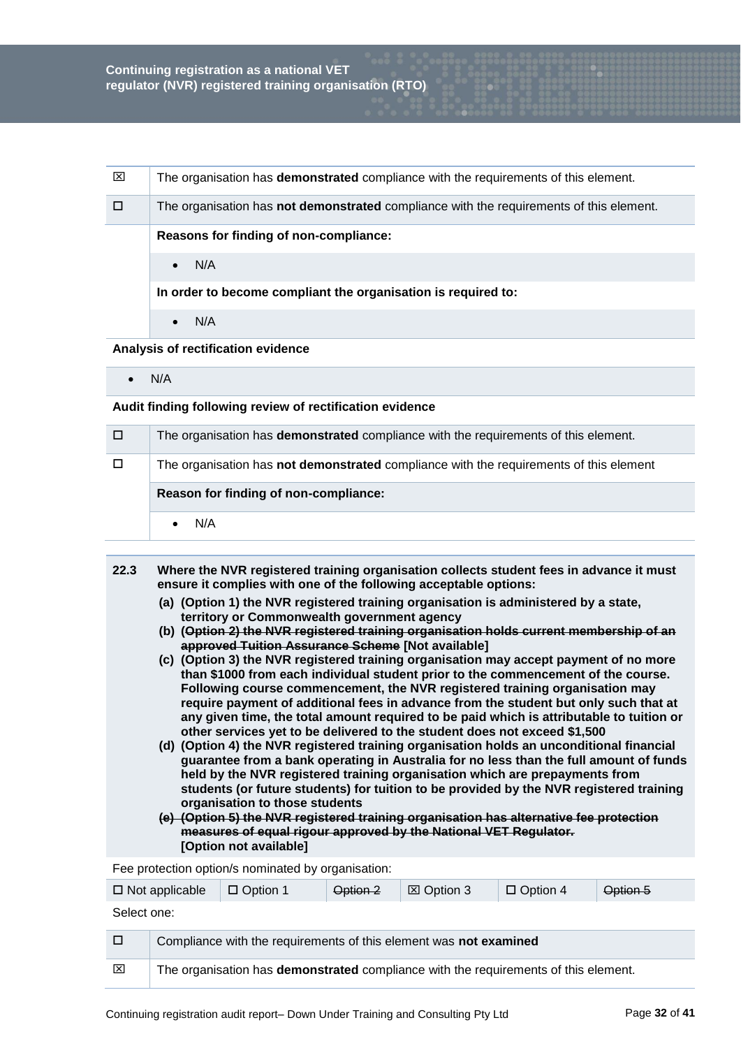| | |
|---|---|
| ☒ | The organisation has **demonstrated** compliance with the requirements of this element. |
| ☐ | The organisation has **not demonstrated** compliance with the requirements of this element. |
| | **Reasons for finding of non-compliance:** |
| | • N/A |
| | **In order to become compliant the organisation is required to:** |
| | • N/A |

**Analysis of rectification evidence**

- N/A

**Audit finding following review of rectification evidence**

| | |
|---|---|
| ☐ | The organisation has **demonstrated** compliance with the requirements of this element. |
| ☐ | The organisation has **not demonstrated** compliance with the requirements of this element |
| | **Reason for finding of non-compliance:** |
| | • N/A |

**22.3 Where the NVR registered training organisation collects student fees in advance it must ensure it complies with one of the following acceptable options:**

**(a) (Option 1) the NVR registered training organisation is administered by a state, territory or Commonwealth government agency**

**(b) (~~Option 2) the NVR registered training organisation holds current membership of an approved Tuition Assurance Scheme~~ [Not available]**

**(c) (Option 3) the NVR registered training organisation may accept payment of no more than $1000 from each individual student prior to the commencement of the course. Following course commencement, the NVR registered training organisation may require payment of additional fees in advance from the student but only such that at any given time, the total amount required to be paid which is attributable to tuition or other services yet to be delivered to the student does not exceed $1,500**

**(d) (Option 4) the NVR registered training organisation holds an unconditional financial guarantee from a bank operating in Australia for no less than the full amount of funds held by the NVR registered training organisation which are prepayments from students (or future students) for tuition to be provided by the NVR registered training organisation to those students**

**~~(e) (Option 5) the NVR registered training organisation has alternative fee protection measures of equal rigour approved by the National VET Regulator.~~ [Option not available]**

Fee protection option/s nominated by organisation:

| ☐ Not applicable | ☐ Option 1 | ~~Option 2~~ | ☒ Option 3 | ☐ Option 4 | ~~Option 5~~ |
|---|---|---|---|---|---|

Select one:

| | |
|---|---|
| ☐ | Compliance with the requirements of this element was **not examined** |
| ☒ | The organisation has **demonstrated** compliance with the requirements of this element. |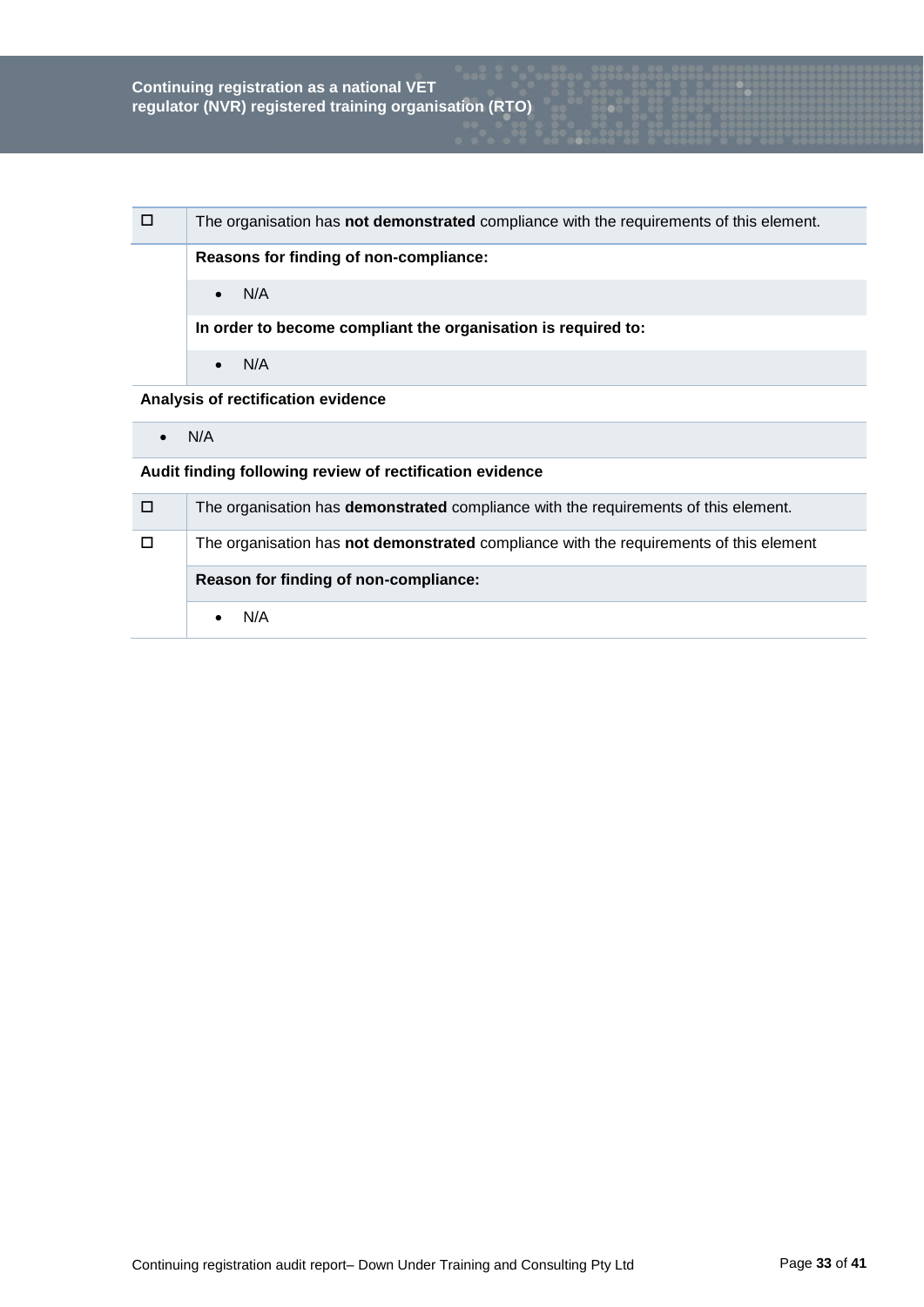| | |
|---|---|
| ☐ | The organisation has **not demonstrated** compliance with the requirements of this element. |
| | **Reasons for finding of non-compliance:** |
| | • N/A |
| | **In order to become compliant the organisation is required to:** |
| | • N/A |

**Analysis of rectification evidence**

- N/A

**Audit finding following review of rectification evidence**

| | |
|---|---|
| ☐ | The organisation has **demonstrated** compliance with the requirements of this element. |
| ☐ | The organisation has **not demonstrated** compliance with the requirements of this element |
| | **Reason for finding of non-compliance:** |
| | • N/A |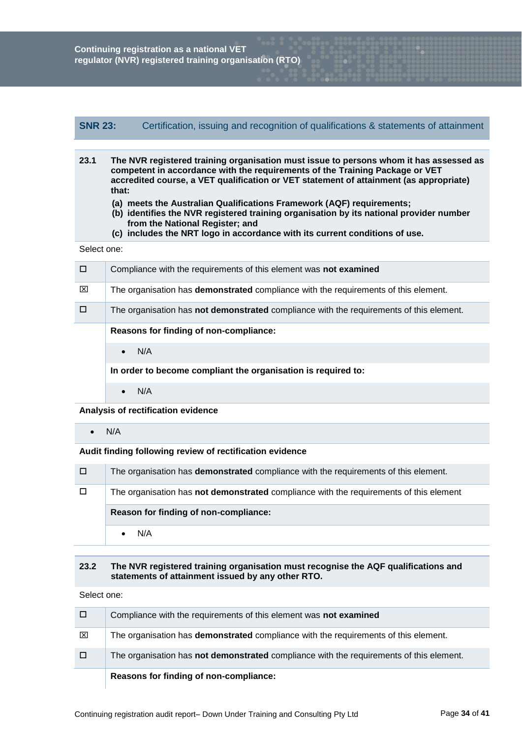## SNR 23: Certification, issuing and recognition of qualifications & statements of attainment

**23.1 The NVR registered training organisation must issue to persons whom it has assessed as competent in accordance with the requirements of the Training Package or VET accredited course, a VET qualification or VET statement of attainment (as appropriate) that:**

**(a) meets the Australian Qualifications Framework (AQF) requirements;**
**(b) identifies the NVR registered training organisation by its national provider number from the National Register; and**
**(c) includes the NRT logo in accordance with its current conditions of use.**

Select one:

| | |
|---|---|
| ☐ | Compliance with the requirements of this element was **not examined** |
| ☒ | The organisation has **demonstrated** compliance with the requirements of this element. |
| ☐ | The organisation has **not demonstrated** compliance with the requirements of this element. |
| | **Reasons for finding of non-compliance:** |
| | • N/A |
| | **In order to become compliant the organisation is required to:** |
| | • N/A |

**Analysis of rectification evidence**

- N/A

**Audit finding following review of rectification evidence**

| | |
|---|---|
| ☐ | The organisation has **demonstrated** compliance with the requirements of this element. |
| ☐ | The organisation has **not demonstrated** compliance with the requirements of this element |
| | **Reason for finding of non-compliance:** |
| | • N/A |

**23.2 The NVR registered training organisation must recognise the AQF qualifications and statements of attainment issued by any other RTO.**

Select one:

| | |
|---|---|
| ☐ | Compliance with the requirements of this element was **not examined** |
| ☒ | The organisation has **demonstrated** compliance with the requirements of this element. |
| ☐ | The organisation has **not demonstrated** compliance with the requirements of this element. |
| | **Reasons for finding of non-compliance:** |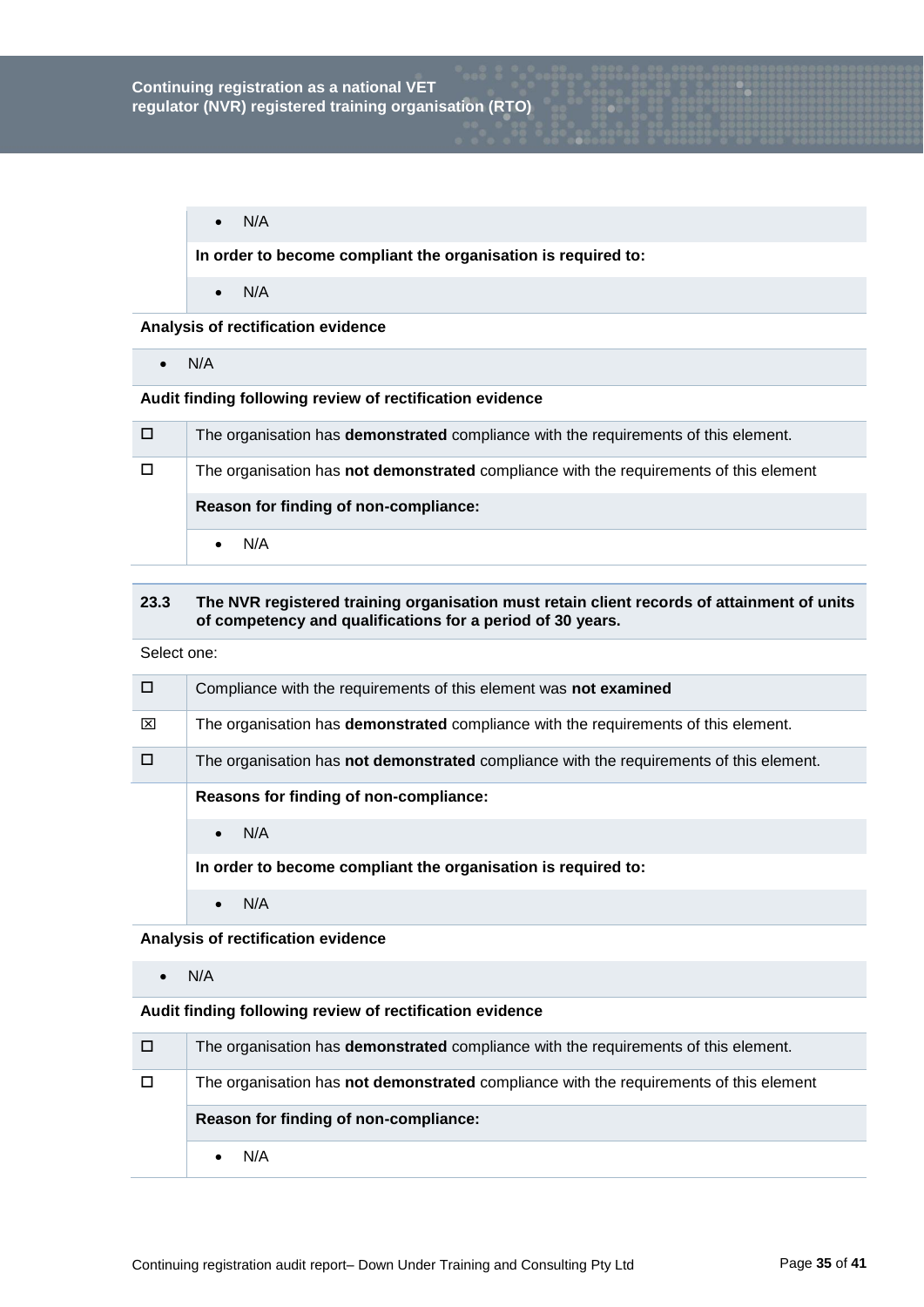- N/A

**In order to become compliant the organisation is required to:**

- N/A

**Analysis of rectification evidence**

- N/A

**Audit finding following review of rectification evidence**

| | |
|---|---|
| ☐ | The organisation has **demonstrated** compliance with the requirements of this element. |
| ☐ | The organisation has **not demonstrated** compliance with the requirements of this element |
| | **Reason for finding of non-compliance:** |
| | • N/A |

| | |
|---|---|
| **23.3** | **The NVR registered training organisation must retain client records of attainment of units of competency and qualifications for a period of 30 years.** |

Select one:

| | |
|---|---|
| ☐ | Compliance with the requirements of this element was **not examined** |
| ☒ | The organisation has **demonstrated** compliance with the requirements of this element. |
| ☐ | The organisation has **not demonstrated** compliance with the requirements of this element. |
| | **Reasons for finding of non-compliance:** |
| | • N/A |
| | **In order to become compliant the organisation is required to:** |
| | • N/A |

**Analysis of rectification evidence**

- N/A

**Audit finding following review of rectification evidence**

| | |
|---|---|
| ☐ | The organisation has **demonstrated** compliance with the requirements of this element. |
| ☐ | The organisation has **not demonstrated** compliance with the requirements of this element |
| | **Reason for finding of non-compliance:** |
| | • N/A |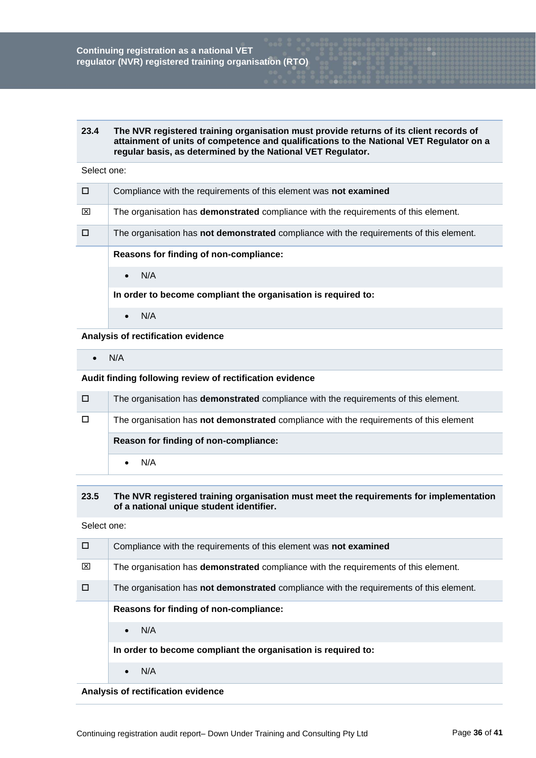**23.4 The NVR registered training organisation must provide returns of its client records of attainment of units of competence and qualifications to the National VET Regulator on a regular basis, as determined by the National VET Regulator.**

Select one:

| | |
|---|---|
| ☐ | Compliance with the requirements of this element was **not examined** |
| ☒ | The organisation has **demonstrated** compliance with the requirements of this element. |
| ☐ | The organisation has **not demonstrated** compliance with the requirements of this element. |
| | **Reasons for finding of non-compliance:** |
| | • N/A |
| | **In order to become compliant the organisation is required to:** |
| | • N/A |

**Analysis of rectification evidence**

- N/A

**Audit finding following review of rectification evidence**

| | |
|---|---|
| ☐ | The organisation has **demonstrated** compliance with the requirements of this element. |
| ☐ | The organisation has **not demonstrated** compliance with the requirements of this element |
| | **Reason for finding of non-compliance:** |
| | • N/A |

**23.5 The NVR registered training organisation must meet the requirements for implementation of a national unique student identifier.**

Select one:

| | |
|---|---|
| ☐ | Compliance with the requirements of this element was **not examined** |
| ☒ | The organisation has **demonstrated** compliance with the requirements of this element. |
| ☐ | The organisation has **not demonstrated** compliance with the requirements of this element. |
| | **Reasons for finding of non-compliance:** |
| | • N/A |
| | **In order to become compliant the organisation is required to:** |
| | • N/A |

**Analysis of rectification evidence**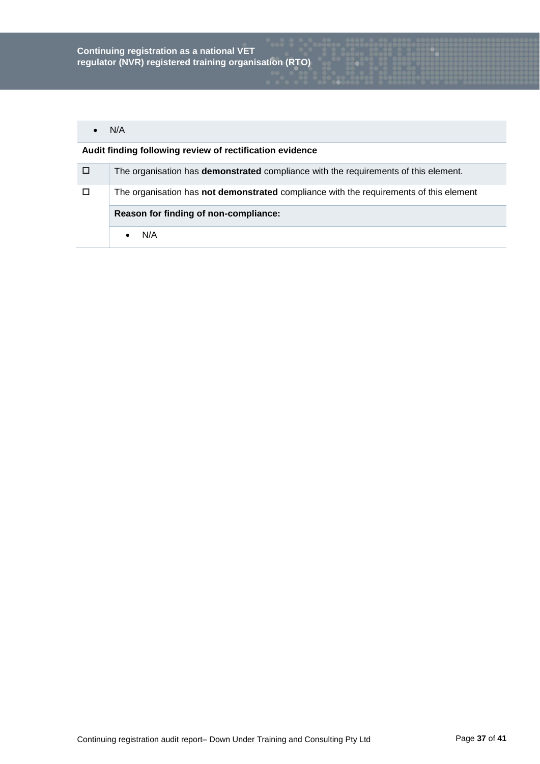- N/A

**Audit finding following review of rectification evidence**

| | |
|---|---|
| ☐ | The organisation has **demonstrated** compliance with the requirements of this element. |
| ☐ | The organisation has **not demonstrated** compliance with the requirements of this element |
| | **Reason for finding of non-compliance:** |
| | • N/A |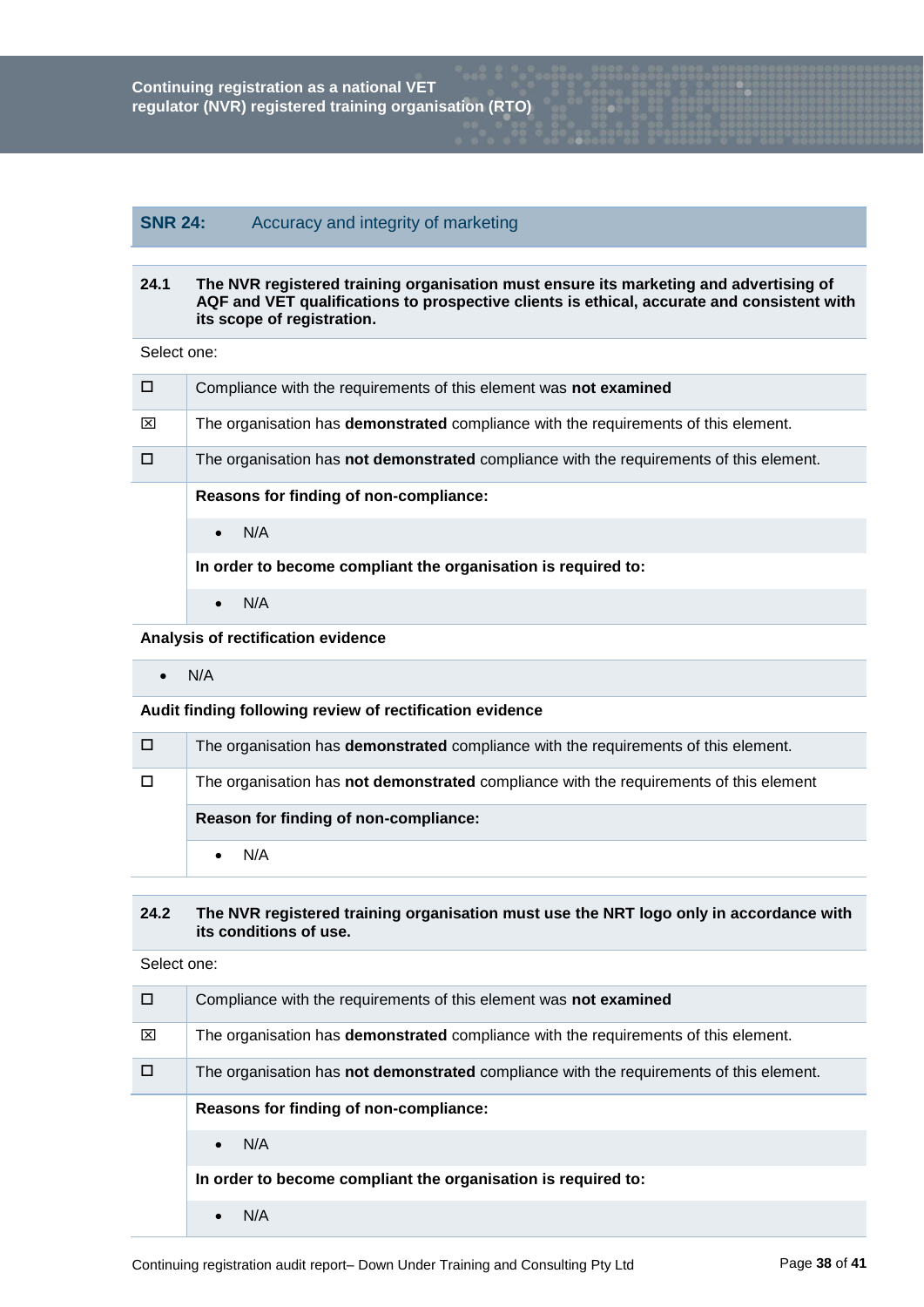## SNR 24: Accuracy and integrity of marketing

| 24.1 | The NVR registered training organisation must ensure its marketing and advertising of AQF and VET qualifications to prospective clients is ethical, accurate and consistent with its scope of registration. |
|---|---|

Select one:

| | |
|---|---|
| ☐ | Compliance with the requirements of this element was **not examined** |
| ☒ | The organisation has **demonstrated** compliance with the requirements of this element. |
| ☐ | The organisation has **not demonstrated** compliance with the requirements of this element. |
| | **Reasons for finding of non-compliance:** |
| | • N/A |
| | **In order to become compliant the organisation is required to:** |
| | • N/A |

**Analysis of rectification evidence**

- N/A

**Audit finding following review of rectification evidence**

| | |
|---|---|
| ☐ | The organisation has **demonstrated** compliance with the requirements of this element. |
| ☐ | The organisation has **not demonstrated** compliance with the requirements of this element |
| | **Reason for finding of non-compliance:** |
| | • N/A |

| 24.2 | The NVR registered training organisation must use the NRT logo only in accordance with its conditions of use. |
|---|---|

Select one:

| | |
|---|---|
| ☐ | Compliance with the requirements of this element was **not examined** |
| ☒ | The organisation has **demonstrated** compliance with the requirements of this element. |
| ☐ | The organisation has **not demonstrated** compliance with the requirements of this element. |
| | **Reasons for finding of non-compliance:** |
| | • N/A |
| | **In order to become compliant the organisation is required to:** |
| | • N/A |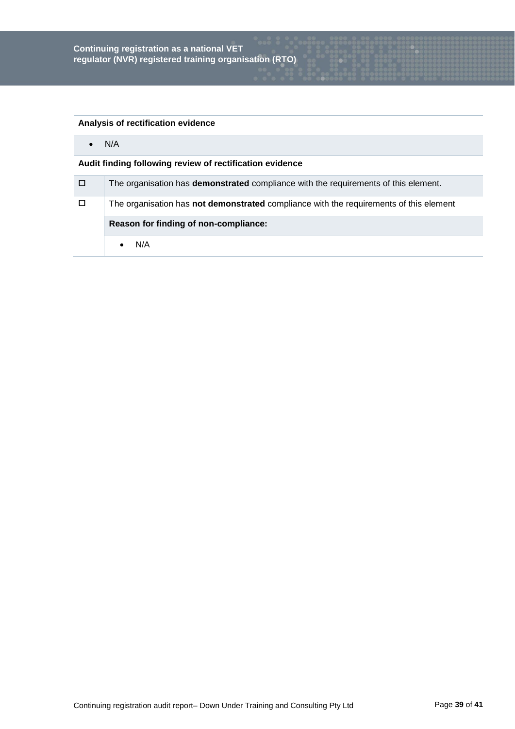| Analysis of rectification evidence |
| --- |
| • N/A |

**Audit finding following review of rectification evidence**

| | |
| --- | --- |
| ☐ | The organisation has **demonstrated** compliance with the requirements of this element. |
| ☐ | The organisation has **not demonstrated** compliance with the requirements of this element |
| | **Reason for finding of non-compliance:** |
| | • N/A |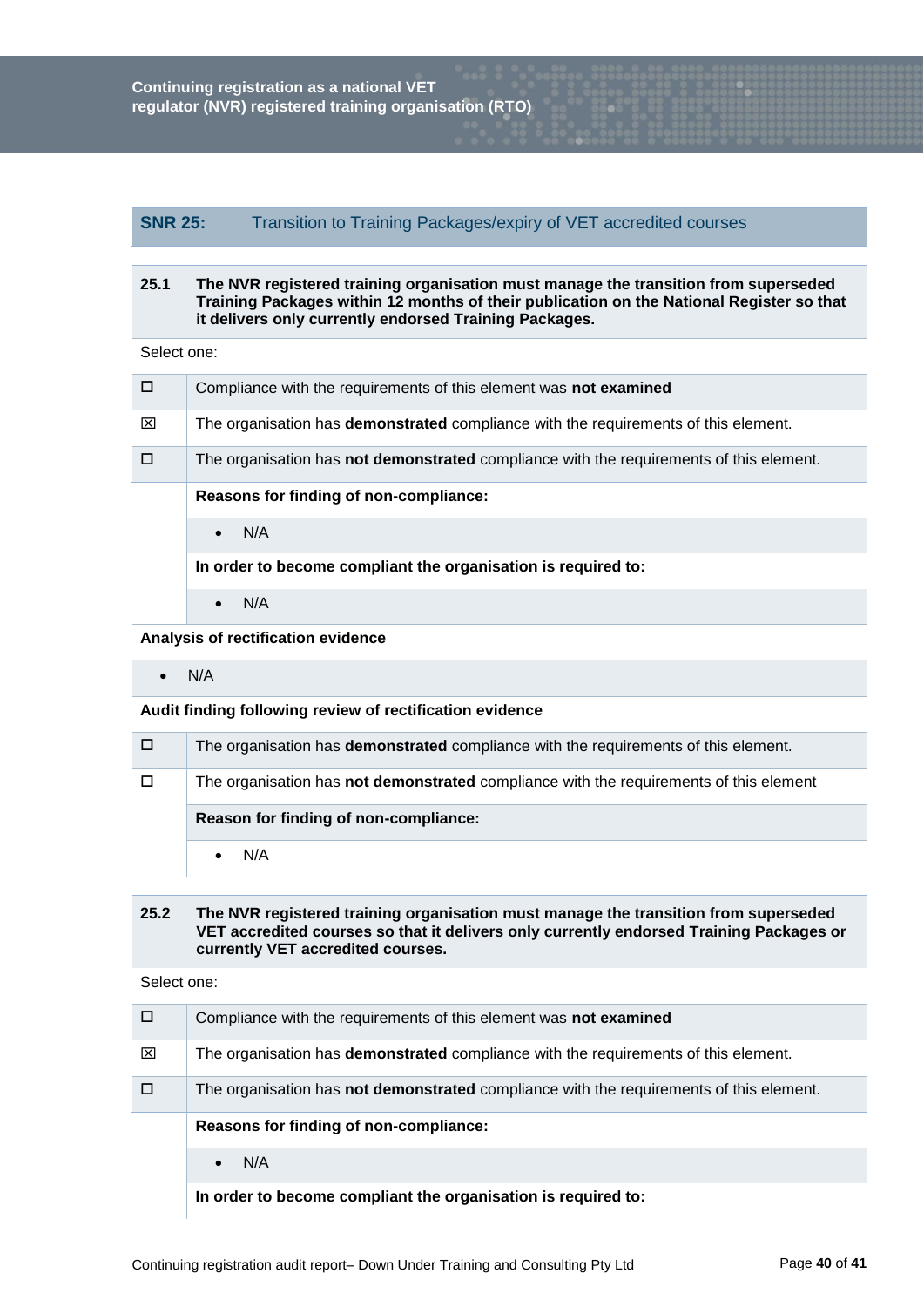## SNR 25: Transition to Training Packages/expiry of VET accredited courses

**25.1 The NVR registered training organisation must manage the transition from superseded Training Packages within 12 months of their publication on the National Register so that it delivers only currently endorsed Training Packages.**

Select one:

| | |
|---|---|
| ☐ | Compliance with the requirements of this element was **not examined** |
| ☒ | The organisation has **demonstrated** compliance with the requirements of this element. |
| ☐ | The organisation has **not demonstrated** compliance with the requirements of this element. |
| | **Reasons for finding of non-compliance:** |
| | • N/A |
| | **In order to become compliant the organisation is required to:** |
| | • N/A |

**Analysis of rectification evidence**

- N/A

**Audit finding following review of rectification evidence**

| | |
|---|---|
| ☐ | The organisation has **demonstrated** compliance with the requirements of this element. |
| ☐ | The organisation has **not demonstrated** compliance with the requirements of this element |
| | **Reason for finding of non-compliance:** |
| | • N/A |

**25.2 The NVR registered training organisation must manage the transition from superseded VET accredited courses so that it delivers only currently endorsed Training Packages or currently VET accredited courses.**

Select one:

| | |
|---|---|
| ☐ | Compliance with the requirements of this element was **not examined** |
| ☒ | The organisation has **demonstrated** compliance with the requirements of this element. |
| ☐ | The organisation has **not demonstrated** compliance with the requirements of this element. |
| | **Reasons for finding of non-compliance:** |
| | • N/A |
| | **In order to become compliant the organisation is required to:** |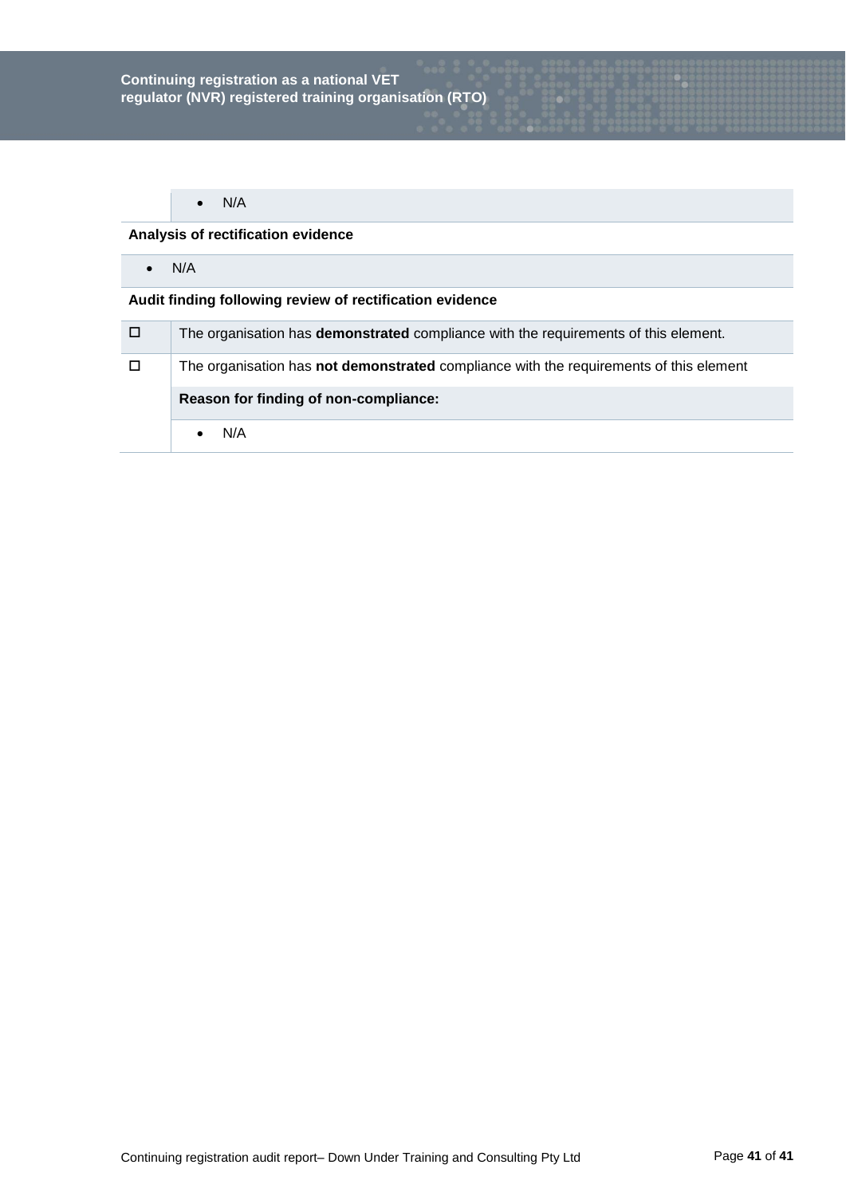| | |
|---|---|
| | • N/A |

**Analysis of rectification evidence**

- N/A

**Audit finding following review of rectification evidence**

| | |
|---|---|
| ☐ | The organisation has **demonstrated** compliance with the requirements of this element. |
| ☐ | The organisation has **not demonstrated** compliance with the requirements of this element |
| | **Reason for finding of non-compliance:** |
| | • N/A |